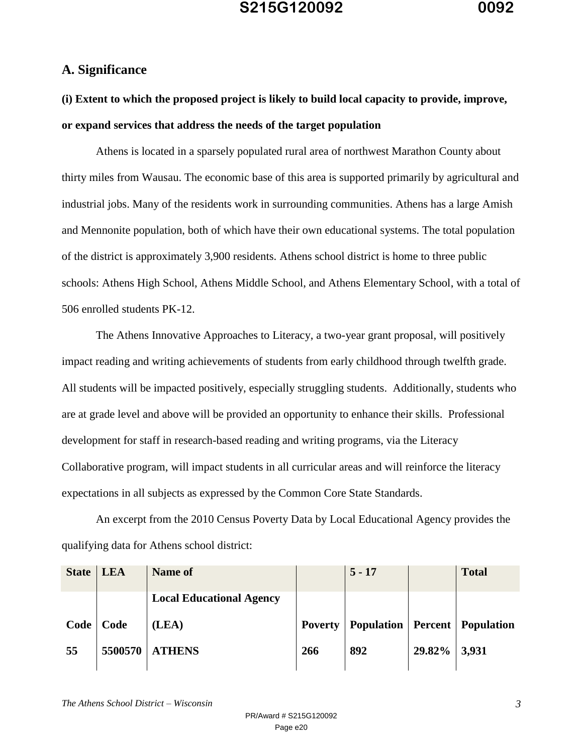## A. Significance

### (i) Extent to which the proposed project is likely to build local capacity to provide, improve, or expand services that address the needs of the target population

Athens is located in a sparsely populated rural area of northwest Marathon County about thirty miles from Wausau. The economic base of this area is supported primarily by agricultural and industrial jobs. Many of the residents work in surrounding communities. Athens has a large Amish and Mennonite population, both of which have their own educational systems. The total population of the district is approximately 3,900 residents. Athens school district is home to three public schools: Athens High School, Athens Middle School, and Athens Elementary School, with a total of 506 enrolled students PK-12.

The Athens Innovative Approaches to Literacy, a two-year grant proposal, will positively impact reading and writing achievements of students from early childhood through twelfth grade. All students will be impacted positively, especially struggling students. Additionally, students who are at grade level and above will be provided an opportunity to enhance their skills. Professional development for staff in research-based reading and writing programs, via the Literacy Collaborative program, will impact students in all curricular areas and will reinforce the literacy expectations in all subjects as expressed by the Common Core State Standards.

An excerpt from the 2010 Census Poverty Data by Local Educational Agency provides the qualifying data for Athens school district:

| State Code | LEA Code | Name of Local Educational Agency (LEA) | Poverty | 5 - 17 Population | Percent | Total Population |
|---|---|---|---|---|---|---|
| 55 | 5500570 | ATHENS | 266 | 892 | 29.82% | 3,931 |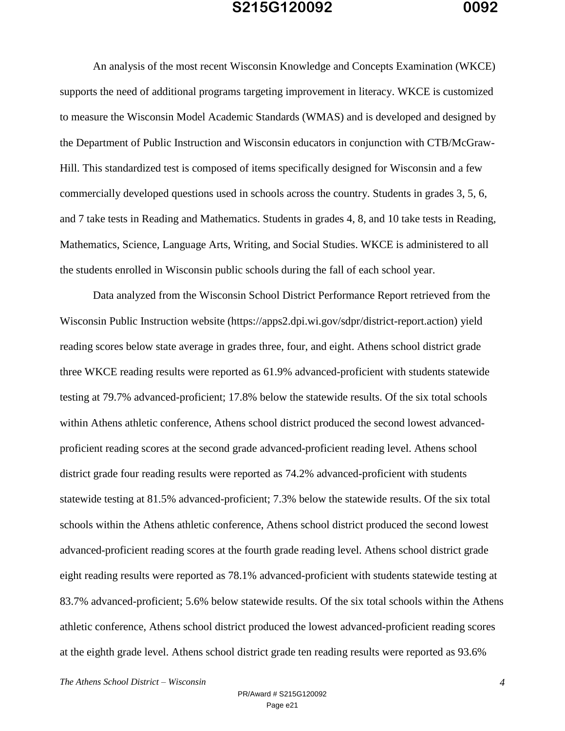An analysis of the most recent Wisconsin Knowledge and Concepts Examination (WKCE) supports the need of additional programs targeting improvement in literacy. WKCE is customized to measure the Wisconsin Model Academic Standards (WMAS) and is developed and designed by the Department of Public Instruction and Wisconsin educators in conjunction with CTB/McGraw-Hill. This standardized test is composed of items specifically designed for Wisconsin and a few commercially developed questions used in schools across the country. Students in grades 3, 5, 6, and 7 take tests in Reading and Mathematics. Students in grades 4, 8, and 10 take tests in Reading, Mathematics, Science, Language Arts, Writing, and Social Studies. WKCE is administered to all the students enrolled in Wisconsin public schools during the fall of each school year.

Data analyzed from the Wisconsin School District Performance Report retrieved from the Wisconsin Public Instruction website (https://apps2.dpi.wi.gov/sdpr/district-report.action) yield reading scores below state average in grades three, four, and eight. Athens school district grade three WKCE reading results were reported as 61.9% advanced-proficient with students statewide testing at 79.7% advanced-proficient; 17.8% below the statewide results. Of the six total schools within Athens athletic conference, Athens school district produced the second lowest advanced-proficient reading scores at the second grade advanced-proficient reading level. Athens school district grade four reading results were reported as 74.2% advanced-proficient with students statewide testing at 81.5% advanced-proficient; 7.3% below the statewide results. Of the six total schools within the Athens athletic conference, Athens school district produced the second lowest advanced-proficient reading scores at the fourth grade reading level. Athens school district grade eight reading results were reported as 78.1% advanced-proficient with students statewide testing at 83.7% advanced-proficient; 5.6% below statewide results. Of the six total schools within the Athens athletic conference, Athens school district produced the lowest advanced-proficient reading scores at the eighth grade level. Athens school district grade ten reading results were reported as 93.6%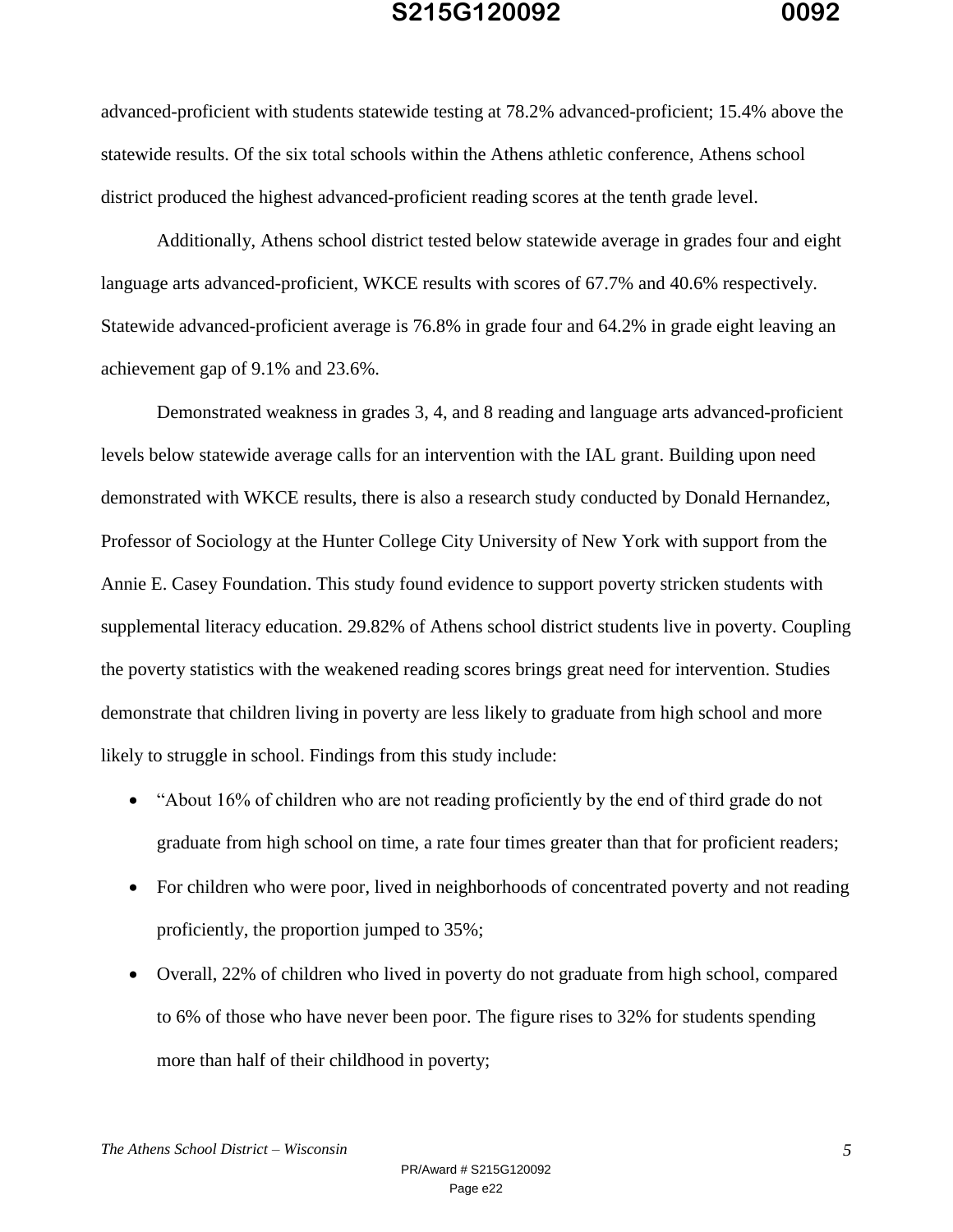advanced-proficient with students statewide testing at 78.2% advanced-proficient; 15.4% above the statewide results. Of the six total schools within the Athens athletic conference, Athens school district produced the highest advanced-proficient reading scores at the tenth grade level.

Additionally, Athens school district tested below statewide average in grades four and eight language arts advanced-proficient, WKCE results with scores of 67.7% and 40.6% respectively. Statewide advanced-proficient average is 76.8% in grade four and 64.2% in grade eight leaving an achievement gap of 9.1% and 23.6%.

Demonstrated weakness in grades 3, 4, and 8 reading and language arts advanced-proficient levels below statewide average calls for an intervention with the IAL grant. Building upon need demonstrated with WKCE results, there is also a research study conducted by Donald Hernandez, Professor of Sociology at the Hunter College City University of New York with support from the Annie E. Casey Foundation. This study found evidence to support poverty stricken students with supplemental literacy education. 29.82% of Athens school district students live in poverty. Coupling the poverty statistics with the weakened reading scores brings great need for intervention. Studies demonstrate that children living in poverty are less likely to graduate from high school and more likely to struggle in school. Findings from this study include:

- "About 16% of children who are not reading proficiently by the end of third grade do not graduate from high school on time, a rate four times greater than that for proficient readers;
- For children who were poor, lived in neighborhoods of concentrated poverty and not reading proficiently, the proportion jumped to 35%;
- Overall, 22% of children who lived in poverty do not graduate from high school, compared to 6% of those who have never been poor. The figure rises to 32% for students spending more than half of their childhood in poverty;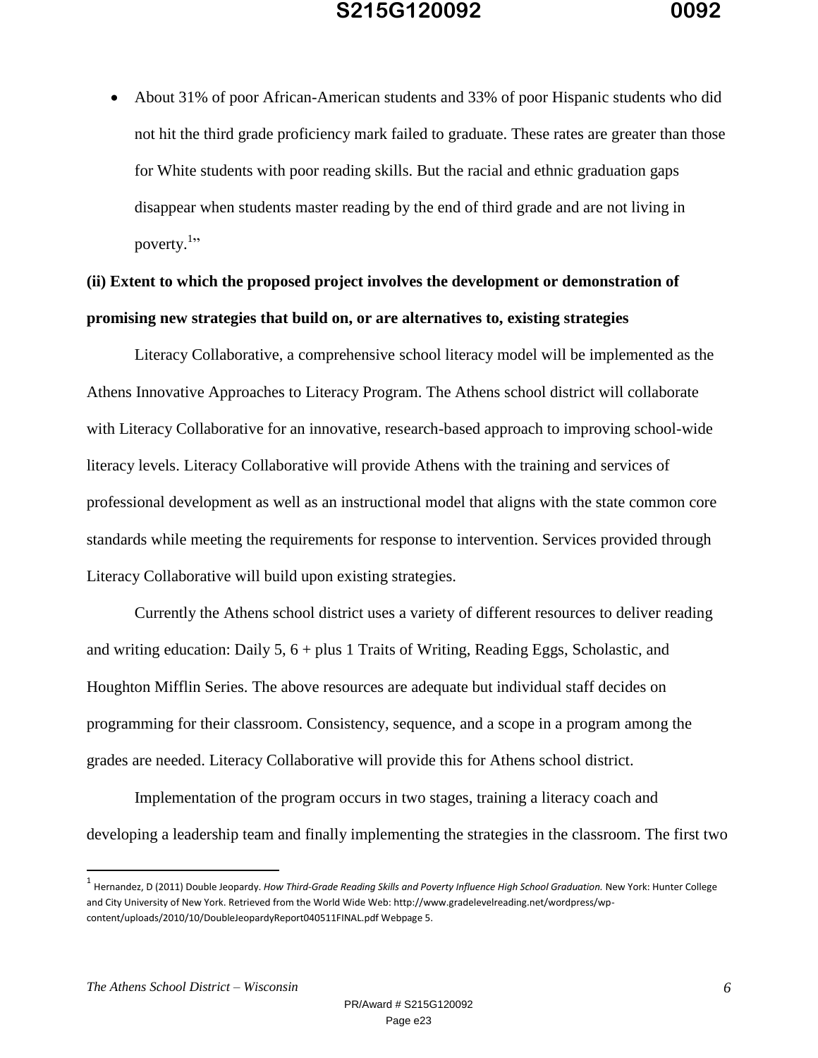- About 31% of poor African-American students and 33% of poor Hispanic students who did not hit the third grade proficiency mark failed to graduate. These rates are greater than those for White students with poor reading skills. But the racial and ethnic graduation gaps disappear when students master reading by the end of third grade and are not living in poverty.[1]"

**(ii) Extent to which the proposed project involves the development or demonstration of promising new strategies that build on, or are alternatives to, existing strategies**

Literacy Collaborative, a comprehensive school literacy model will be implemented as the Athens Innovative Approaches to Literacy Program. The Athens school district will collaborate with Literacy Collaborative for an innovative, research-based approach to improving school-wide literacy levels. Literacy Collaborative will provide Athens with the training and services of professional development as well as an instructional model that aligns with the state common core standards while meeting the requirements for response to intervention. Services provided through Literacy Collaborative will build upon existing strategies.

Currently the Athens school district uses a variety of different resources to deliver reading and writing education: Daily 5, 6 + plus 1 Traits of Writing, Reading Eggs, Scholastic, and Houghton Mifflin Series. The above resources are adequate but individual staff decides on programming for their classroom. Consistency, sequence, and a scope in a program among the grades are needed. Literacy Collaborative will provide this for Athens school district.

Implementation of the program occurs in two stages, training a literacy coach and developing a leadership team and finally implementing the strategies in the classroom. The first two

---

[1] Hernandez, D (2011) Double Jeopardy. *How Third-Grade Reading Skills and Poverty Influence High School Graduation.* New York: Hunter College and City University of New York. Retrieved from the World Wide Web: http://www.gradelevelreading.net/wordpress/wp-content/uploads/2010/10/DoubleJeopardyReport040511FINAL.pdf Webpage 5.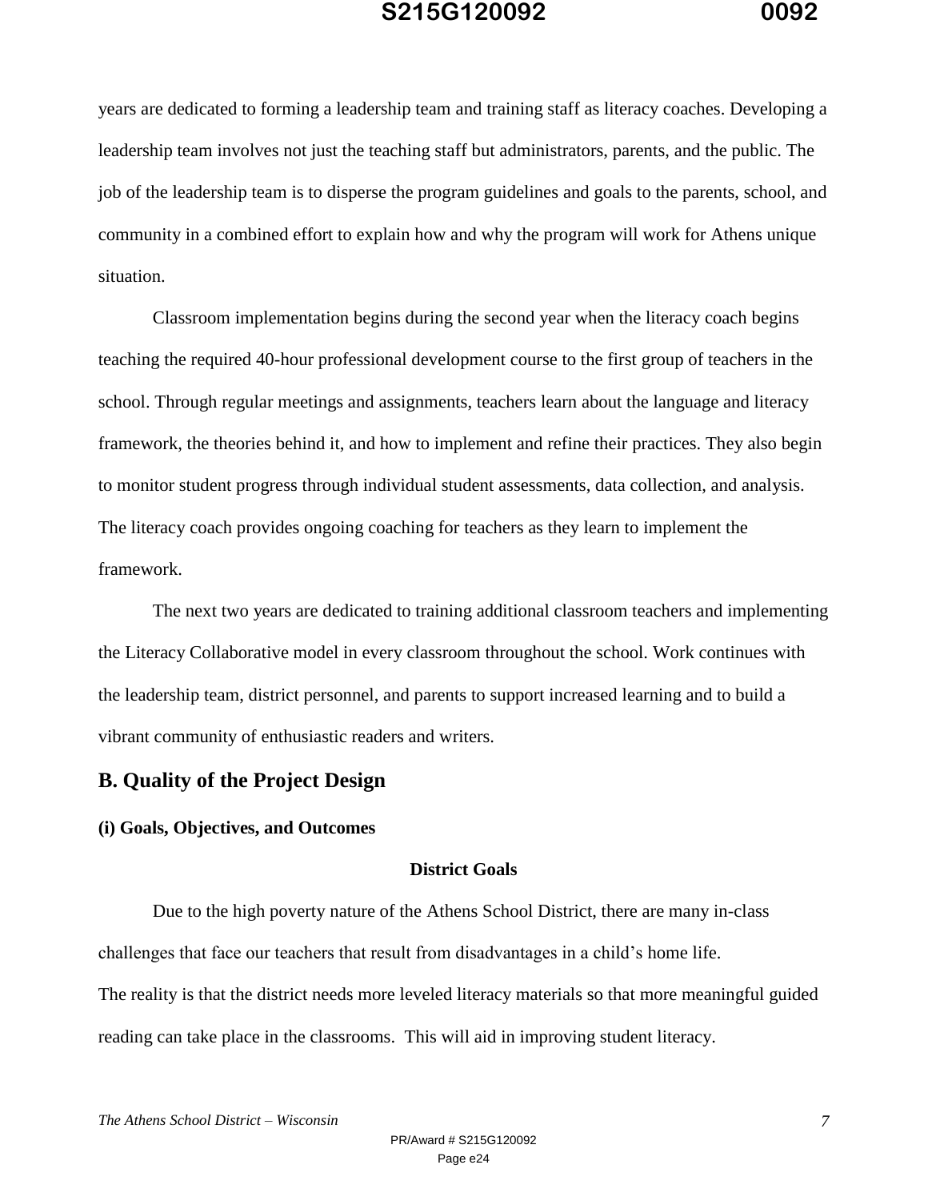years are dedicated to forming a leadership team and training staff as literacy coaches. Developing a leadership team involves not just the teaching staff but administrators, parents, and the public. The job of the leadership team is to disperse the program guidelines and goals to the parents, school, and community in a combined effort to explain how and why the program will work for Athens unique situation.

Classroom implementation begins during the second year when the literacy coach begins teaching the required 40-hour professional development course to the first group of teachers in the school. Through regular meetings and assignments, teachers learn about the language and literacy framework, the theories behind it, and how to implement and refine their practices. They also begin to monitor student progress through individual student assessments, data collection, and analysis. The literacy coach provides ongoing coaching for teachers as they learn to implement the framework.

The next two years are dedicated to training additional classroom teachers and implementing the Literacy Collaborative model in every classroom throughout the school. Work continues with the leadership team, district personnel, and parents to support increased learning and to build a vibrant community of enthusiastic readers and writers.

## B. Quality of the Project Design

### (i) Goals, Objectives, and Outcomes

#### District Goals

Due to the high poverty nature of the Athens School District, there are many in-class challenges that face our teachers that result from disadvantages in a child's home life.
The reality is that the district needs more leveled literacy materials so that more meaningful guided reading can take place in the classrooms. This will aid in improving student literacy.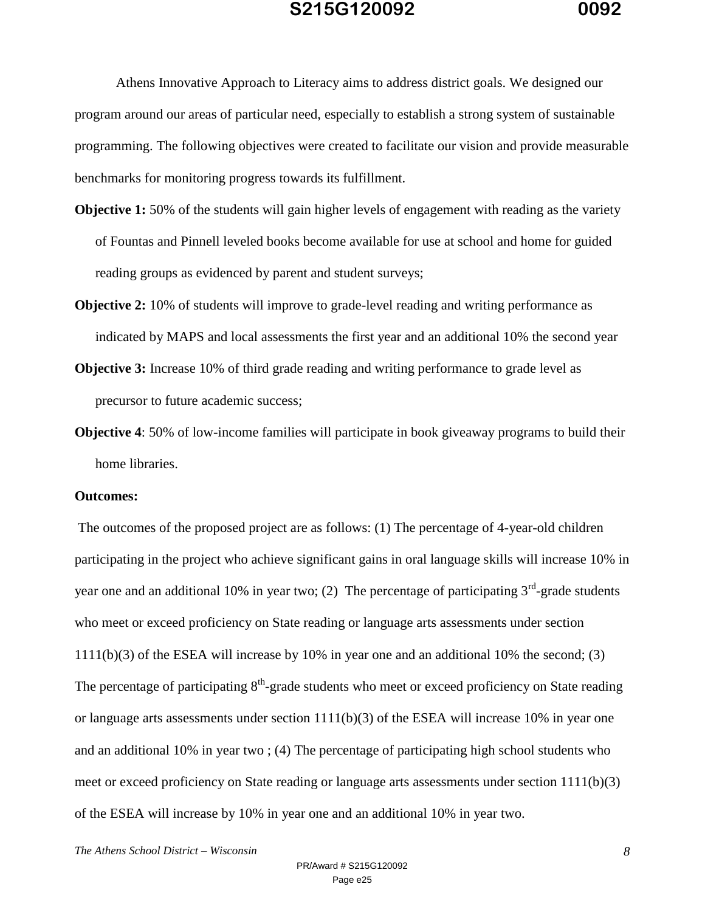Athens Innovative Approach to Literacy aims to address district goals. We designed our program around our areas of particular need, especially to establish a strong system of sustainable programming. The following objectives were created to facilitate our vision and provide measurable benchmarks for monitoring progress towards its fulfillment.

**Objective 1:** 50% of the students will gain higher levels of engagement with reading as the variety of Fountas and Pinnell leveled books become available for use at school and home for guided reading groups as evidenced by parent and student surveys;

**Objective 2:** 10% of students will improve to grade-level reading and writing performance as indicated by MAPS and local assessments the first year and an additional 10% the second year

**Objective 3:** Increase 10% of third grade reading and writing performance to grade level as precursor to future academic success;

**Objective 4**: 50% of low-income families will participate in book giveaway programs to build their home libraries.

**Outcomes:**

The outcomes of the proposed project are as follows: (1) The percentage of 4-year-old children participating in the project who achieve significant gains in oral language skills will increase 10% in year one and an additional 10% in year two; (2) The percentage of participating 3rd-grade students who meet or exceed proficiency on State reading or language arts assessments under section 1111(b)(3) of the ESEA will increase by 10% in year one and an additional 10% the second; (3) The percentage of participating 8th-grade students who meet or exceed proficiency on State reading or language arts assessments under section 1111(b)(3) of the ESEA will increase 10% in year one and an additional 10% in year two ; (4) The percentage of participating high school students who meet or exceed proficiency on State reading or language arts assessments under section 1111(b)(3) of the ESEA will increase by 10% in year one and an additional 10% in year two.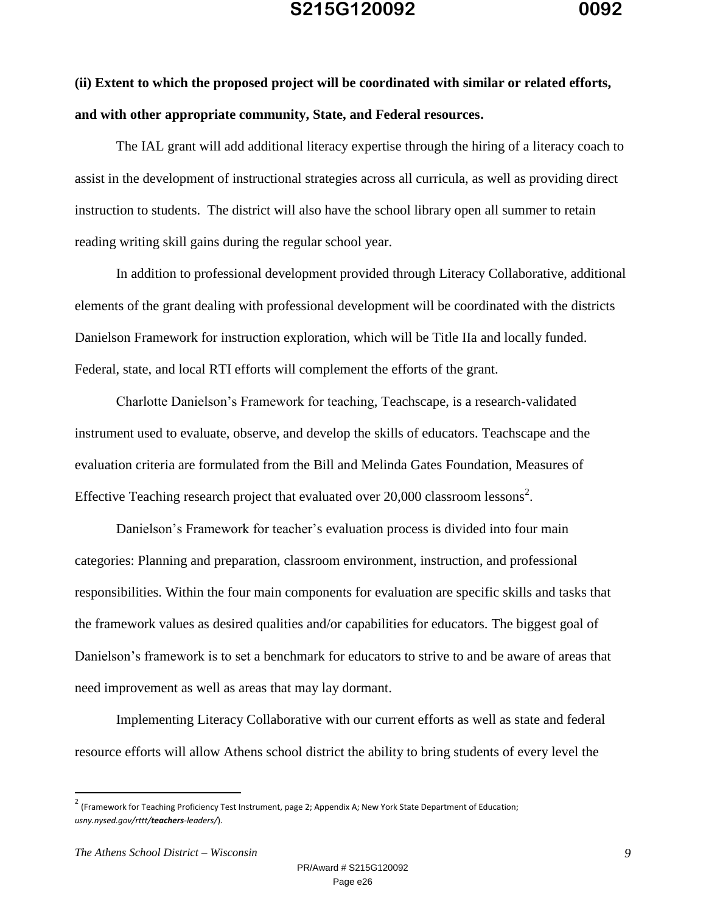**(ii) Extent to which the proposed project will be coordinated with similar or related efforts, and with other appropriate community, State, and Federal resources.**

The IAL grant will add additional literacy expertise through the hiring of a literacy coach to assist in the development of instructional strategies across all curricula, as well as providing direct instruction to students. The district will also have the school library open all summer to retain reading writing skill gains during the regular school year.

In addition to professional development provided through Literacy Collaborative, additional elements of the grant dealing with professional development will be coordinated with the districts Danielson Framework for instruction exploration, which will be Title IIa and locally funded. Federal, state, and local RTI efforts will complement the efforts of the grant.

Charlotte Danielson's Framework for teaching, Teachscape, is a research-validated instrument used to evaluate, observe, and develop the skills of educators. Teachscape and the evaluation criteria are formulated from the Bill and Melinda Gates Foundation, Measures of Effective Teaching research project that evaluated over 20,000 classroom lessons[2].

Danielson's Framework for teacher's evaluation process is divided into four main categories: Planning and preparation, classroom environment, instruction, and professional responsibilities. Within the four main components for evaluation are specific skills and tasks that the framework values as desired qualities and/or capabilities for educators. The biggest goal of Danielson's framework is to set a benchmark for educators to strive to and be aware of areas that need improvement as well as areas that may lay dormant.

Implementing Literacy Collaborative with our current efforts as well as state and federal resource efforts will allow Athens school district the ability to bring students of every level the

---

[2] (Framework for Teaching Proficiency Test Instrument, page 2; Appendix A; New York State Department of Education; *usny.nysed.gov/rttt/**teachers**-leaders/*).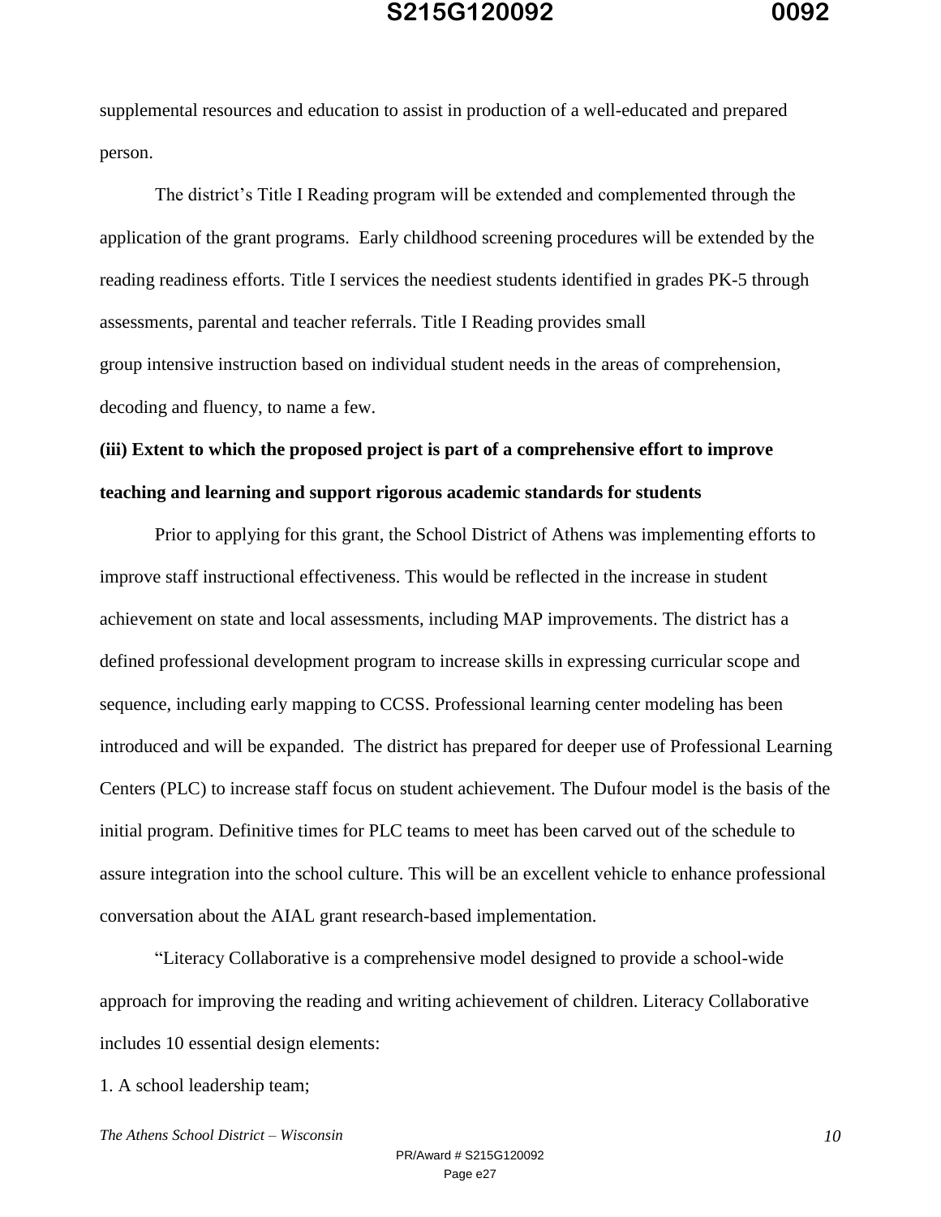supplemental resources and education to assist in production of a well-educated and prepared person.

The district's Title I Reading program will be extended and complemented through the application of the grant programs. Early childhood screening procedures will be extended by the reading readiness efforts. Title I services the neediest students identified in grades PK-5 through assessments, parental and teacher referrals. Title I Reading provides small group intensive instruction based on individual student needs in the areas of comprehension, decoding and fluency, to name a few.

**(iii) Extent to which the proposed project is part of a comprehensive effort to improve teaching and learning and support rigorous academic standards for students**

Prior to applying for this grant, the School District of Athens was implementing efforts to improve staff instructional effectiveness. This would be reflected in the increase in student achievement on state and local assessments, including MAP improvements. The district has a defined professional development program to increase skills in expressing curricular scope and sequence, including early mapping to CCSS. Professional learning center modeling has been introduced and will be expanded. The district has prepared for deeper use of Professional Learning Centers (PLC) to increase staff focus on student achievement. The Dufour model is the basis of the initial program. Definitive times for PLC teams to meet has been carved out of the schedule to assure integration into the school culture. This will be an excellent vehicle to enhance professional conversation about the AIAL grant research-based implementation.

"Literacy Collaborative is a comprehensive model designed to provide a school-wide approach for improving the reading and writing achievement of children. Literacy Collaborative includes 10 essential design elements:

1. A school leadership team;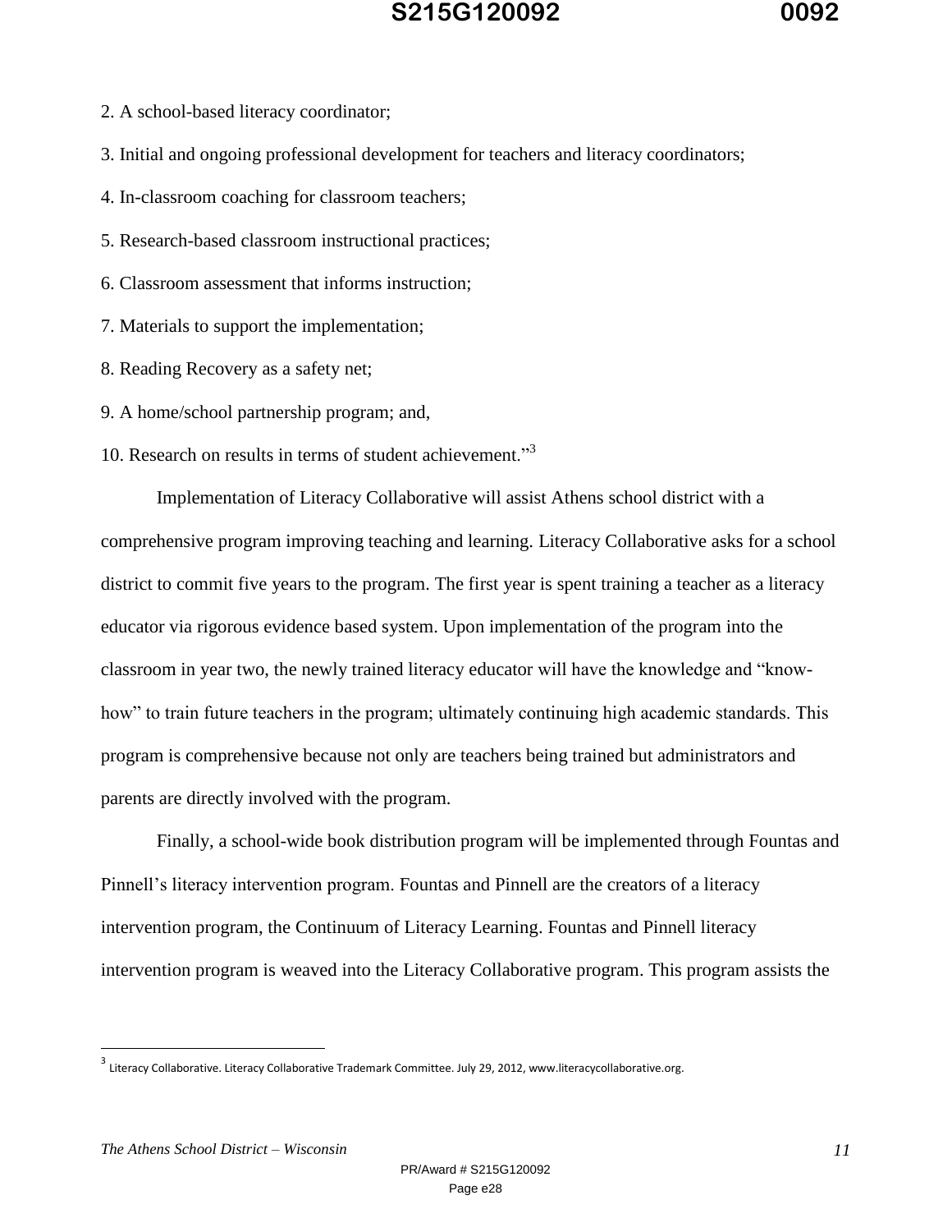2. A school-based literacy coordinator;

3. Initial and ongoing professional development for teachers and literacy coordinators;

4. In-classroom coaching for classroom teachers;

5. Research-based classroom instructional practices;

6. Classroom assessment that informs instruction;

7. Materials to support the implementation;

8. Reading Recovery as a safety net;

9. A home/school partnership program; and,

10. Research on results in terms of student achievement."[3]

Implementation of Literacy Collaborative will assist Athens school district with a comprehensive program improving teaching and learning. Literacy Collaborative asks for a school district to commit five years to the program. The first year is spent training a teacher as a literacy educator via rigorous evidence based system. Upon implementation of the program into the classroom in year two, the newly trained literacy educator will have the knowledge and "know-how" to train future teachers in the program; ultimately continuing high academic standards. This program is comprehensive because not only are teachers being trained but administrators and parents are directly involved with the program.

Finally, a school-wide book distribution program will be implemented through Fountas and Pinnell's literacy intervention program. Fountas and Pinnell are the creators of a literacy intervention program, the Continuum of Literacy Learning. Fountas and Pinnell literacy intervention program is weaved into the Literacy Collaborative program. This program assists the

---

[3] Literacy Collaborative. Literacy Collaborative Trademark Committee. July 29, 2012, www.literacycollaborative.org.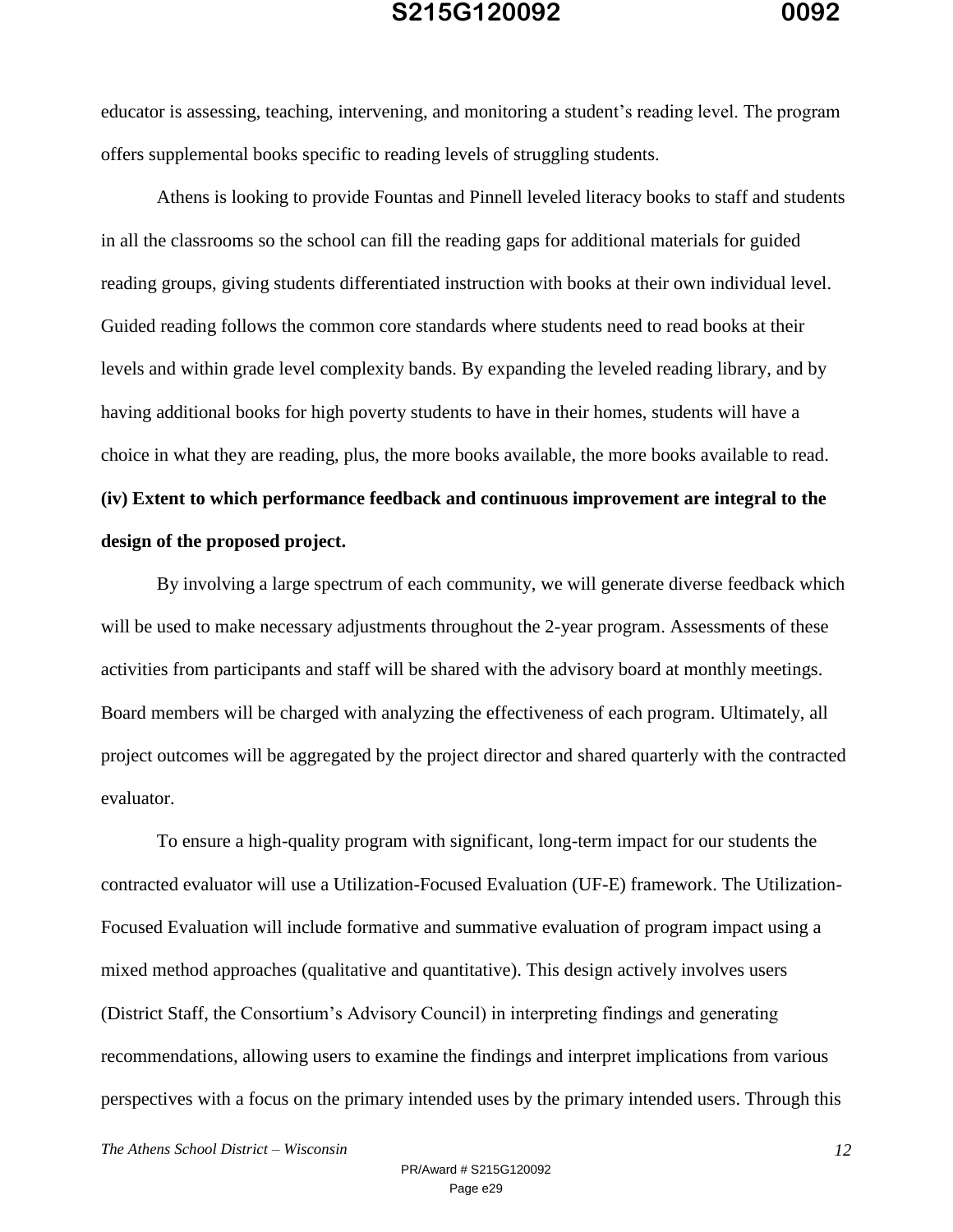educator is assessing, teaching, intervening, and monitoring a student's reading level. The program offers supplemental books specific to reading levels of struggling students.

Athens is looking to provide Fountas and Pinnell leveled literacy books to staff and students in all the classrooms so the school can fill the reading gaps for additional materials for guided reading groups, giving students differentiated instruction with books at their own individual level. Guided reading follows the common core standards where students need to read books at their levels and within grade level complexity bands. By expanding the leveled reading library, and by having additional books for high poverty students to have in their homes, students will have a choice in what they are reading, plus, the more books available, the more books available to read.

**(iv) Extent to which performance feedback and continuous improvement are integral to the design of the proposed project.**

By involving a large spectrum of each community, we will generate diverse feedback which will be used to make necessary adjustments throughout the 2-year program. Assessments of these activities from participants and staff will be shared with the advisory board at monthly meetings. Board members will be charged with analyzing the effectiveness of each program. Ultimately, all project outcomes will be aggregated by the project director and shared quarterly with the contracted evaluator.

To ensure a high-quality program with significant, long-term impact for our students the contracted evaluator will use a Utilization-Focused Evaluation (UF-E) framework. The Utilization-Focused Evaluation will include formative and summative evaluation of program impact using a mixed method approaches (qualitative and quantitative). This design actively involves users (District Staff, the Consortium's Advisory Council) in interpreting findings and generating recommendations, allowing users to examine the findings and interpret implications from various perspectives with a focus on the primary intended uses by the primary intended users. Through this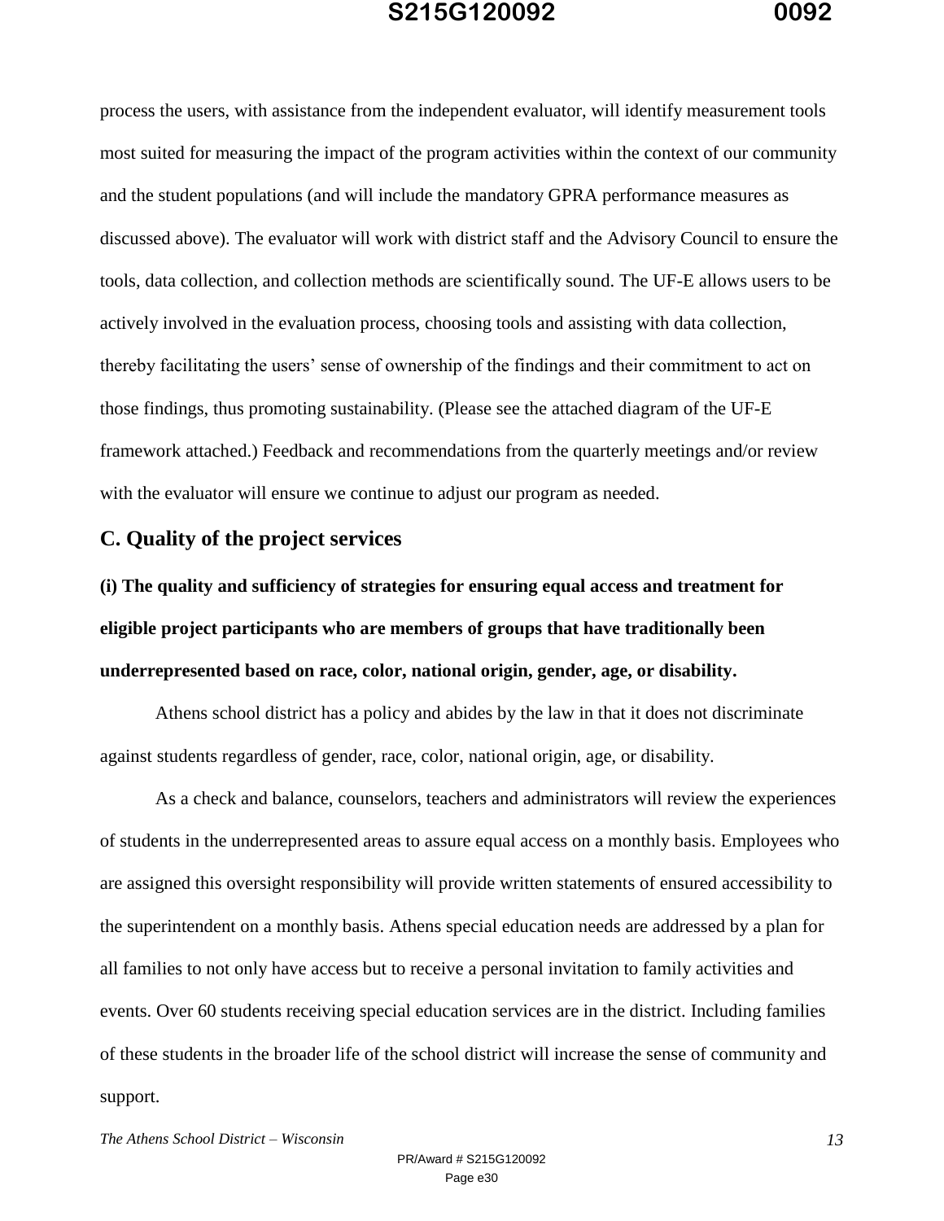process the users, with assistance from the independent evaluator, will identify measurement tools most suited for measuring the impact of the program activities within the context of our community and the student populations (and will include the mandatory GPRA performance measures as discussed above). The evaluator will work with district staff and the Advisory Council to ensure the tools, data collection, and collection methods are scientifically sound. The UF-E allows users to be actively involved in the evaluation process, choosing tools and assisting with data collection, thereby facilitating the users' sense of ownership of the findings and their commitment to act on those findings, thus promoting sustainability. (Please see the attached diagram of the UF-E framework attached.) Feedback and recommendations from the quarterly meetings and/or review with the evaluator will ensure we continue to adjust our program as needed.

## C. Quality of the project services

**(i) The quality and sufficiency of strategies for ensuring equal access and treatment for eligible project participants who are members of groups that have traditionally been underrepresented based on race, color, national origin, gender, age, or disability.**

Athens school district has a policy and abides by the law in that it does not discriminate against students regardless of gender, race, color, national origin, age, or disability.

As a check and balance, counselors, teachers and administrators will review the experiences of students in the underrepresented areas to assure equal access on a monthly basis. Employees who are assigned this oversight responsibility will provide written statements of ensured accessibility to the superintendent on a monthly basis. Athens special education needs are addressed by a plan for all families to not only have access but to receive a personal invitation to family activities and events. Over 60 students receiving special education services are in the district. Including families of these students in the broader life of the school district will increase the sense of community and support.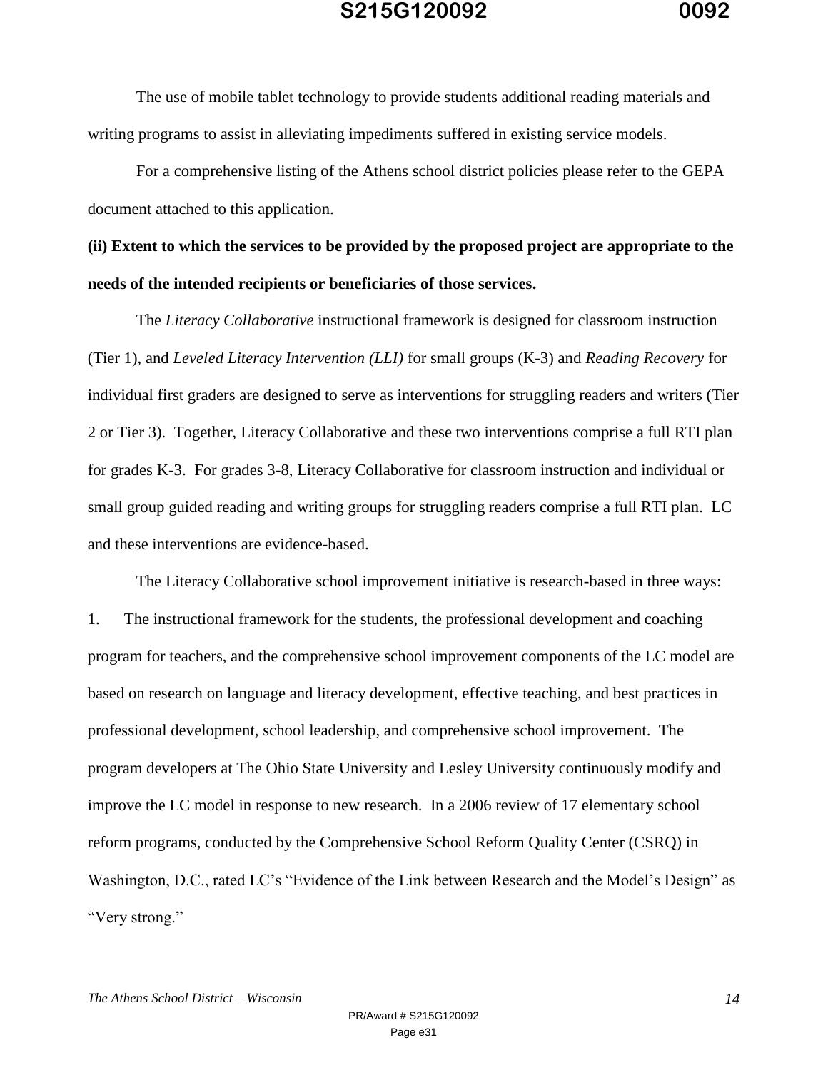The use of mobile tablet technology to provide students additional reading materials and writing programs to assist in alleviating impediments suffered in existing service models.

For a comprehensive listing of the Athens school district policies please refer to the GEPA document attached to this application.

**(ii) Extent to which the services to be provided by the proposed project are appropriate to the needs of the intended recipients or beneficiaries of those services.**

The *Literacy Collaborative* instructional framework is designed for classroom instruction (Tier 1), and *Leveled Literacy Intervention (LLI)* for small groups (K-3) and *Reading Recovery* for individual first graders are designed to serve as interventions for struggling readers and writers (Tier 2 or Tier 3). Together, Literacy Collaborative and these two interventions comprise a full RTI plan for grades K-3. For grades 3-8, Literacy Collaborative for classroom instruction and individual or small group guided reading and writing groups for struggling readers comprise a full RTI plan. LC and these interventions are evidence-based.

The Literacy Collaborative school improvement initiative is research-based in three ways:

1. The instructional framework for the students, the professional development and coaching program for teachers, and the comprehensive school improvement components of the LC model are based on research on language and literacy development, effective teaching, and best practices in professional development, school leadership, and comprehensive school improvement. The program developers at The Ohio State University and Lesley University continuously modify and improve the LC model in response to new research. In a 2006 review of 17 elementary school reform programs, conducted by the Comprehensive School Reform Quality Center (CSRQ) in Washington, D.C., rated LC's "Evidence of the Link between Research and the Model's Design" as "Very strong."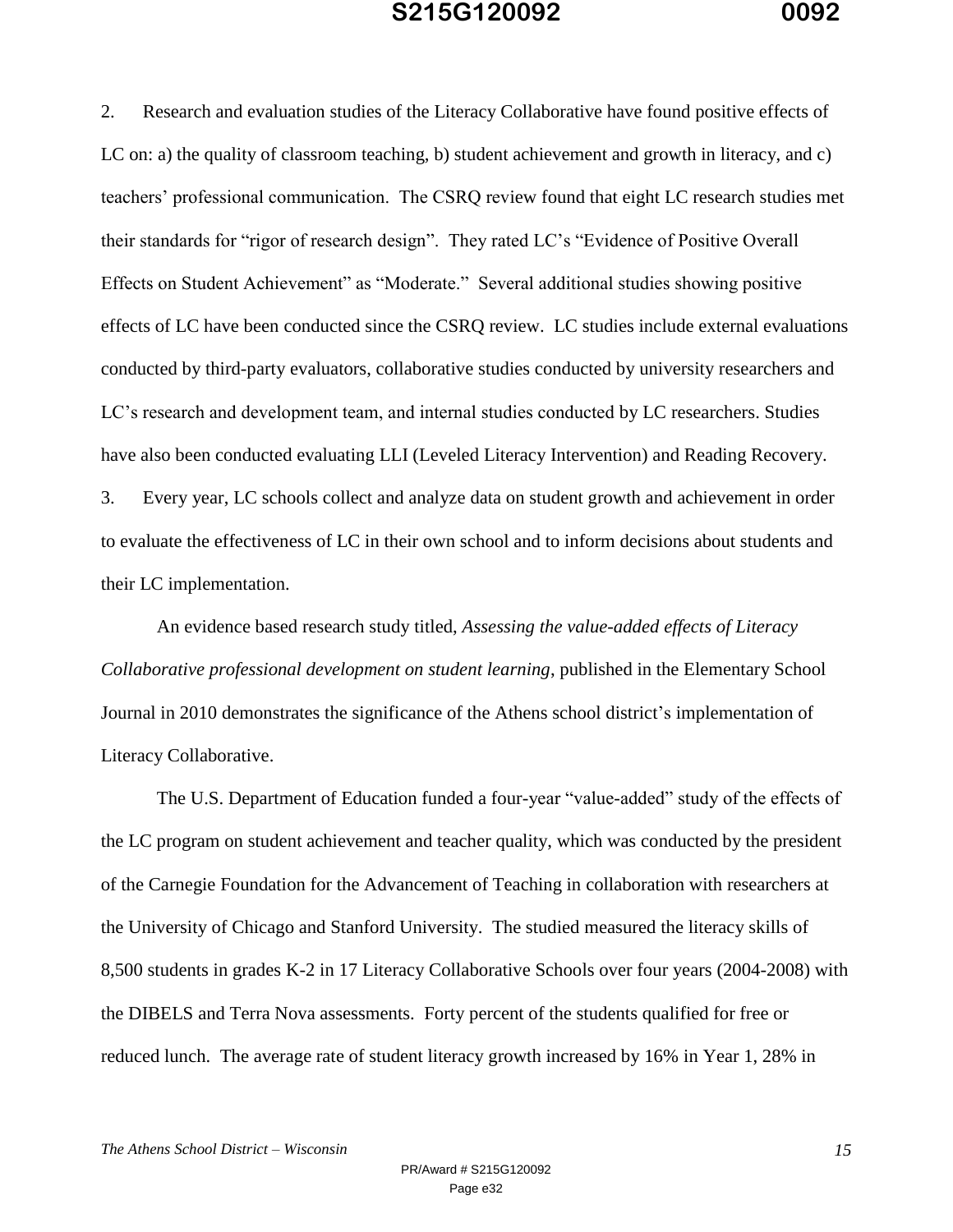2. Research and evaluation studies of the Literacy Collaborative have found positive effects of LC on: a) the quality of classroom teaching, b) student achievement and growth in literacy, and c) teachers' professional communication. The CSRQ review found that eight LC research studies met their standards for "rigor of research design". They rated LC's "Evidence of Positive Overall Effects on Student Achievement" as "Moderate." Several additional studies showing positive effects of LC have been conducted since the CSRQ review. LC studies include external evaluations conducted by third-party evaluators, collaborative studies conducted by university researchers and LC's research and development team, and internal studies conducted by LC researchers. Studies have also been conducted evaluating LLI (Leveled Literacy Intervention) and Reading Recovery.

3. Every year, LC schools collect and analyze data on student growth and achievement in order to evaluate the effectiveness of LC in their own school and to inform decisions about students and their LC implementation.

An evidence based research study titled, *Assessing the value-added effects of Literacy Collaborative professional development on student learning*, published in the Elementary School Journal in 2010 demonstrates the significance of the Athens school district's implementation of Literacy Collaborative.

The U.S. Department of Education funded a four-year "value-added" study of the effects of the LC program on student achievement and teacher quality, which was conducted by the president of the Carnegie Foundation for the Advancement of Teaching in collaboration with researchers at the University of Chicago and Stanford University. The studied measured the literacy skills of 8,500 students in grades K-2 in 17 Literacy Collaborative Schools over four years (2004-2008) with the DIBELS and Terra Nova assessments. Forty percent of the students qualified for free or reduced lunch. The average rate of student literacy growth increased by 16% in Year 1, 28% in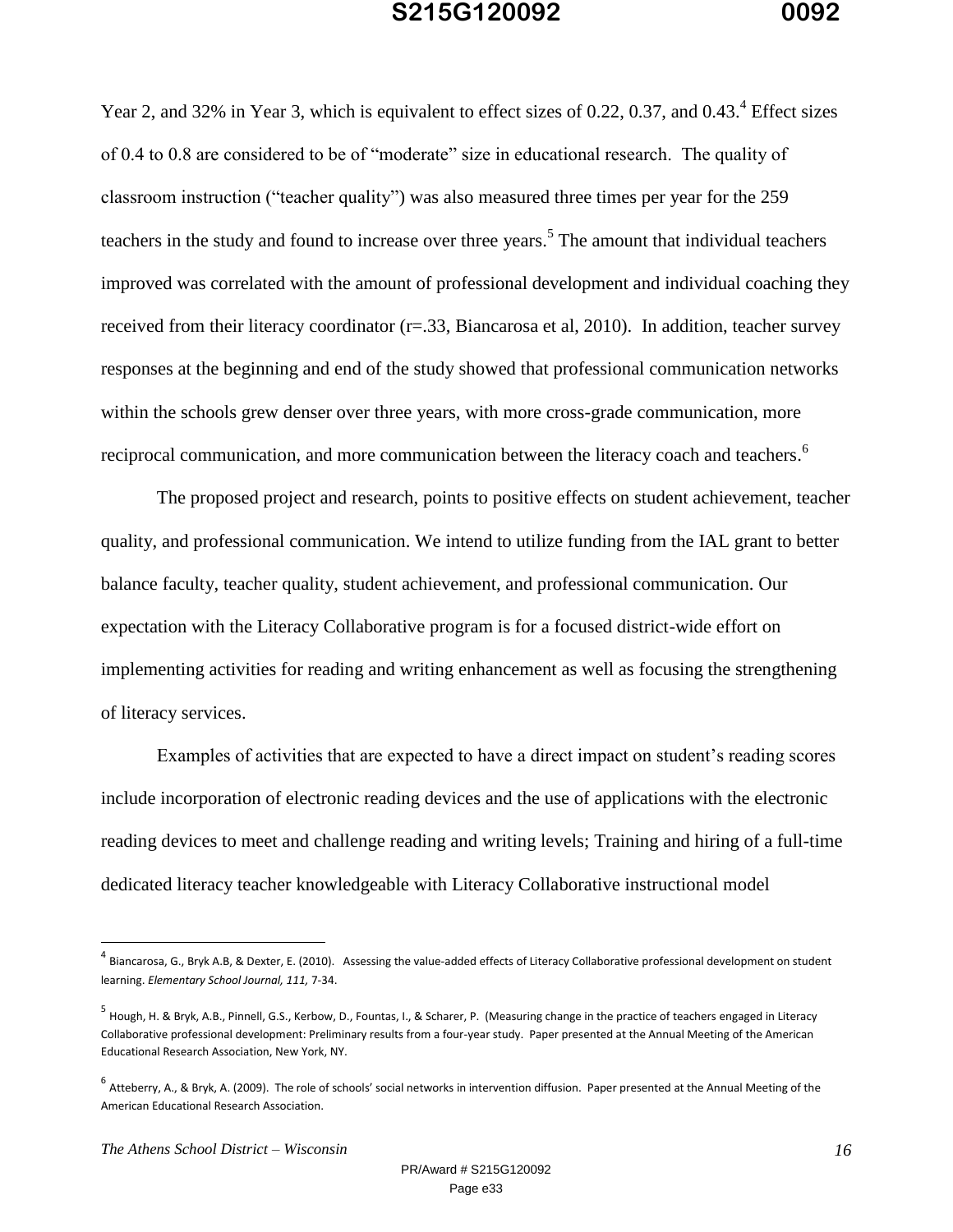Year 2, and 32% in Year 3, which is equivalent to effect sizes of 0.22, 0.37, and 0.43.[4] Effect sizes of 0.4 to 0.8 are considered to be of "moderate" size in educational research. The quality of classroom instruction ("teacher quality") was also measured three times per year for the 259 teachers in the study and found to increase over three years.[5] The amount that individual teachers improved was correlated with the amount of professional development and individual coaching they received from their literacy coordinator (r=.33, Biancarosa et al, 2010). In addition, teacher survey responses at the beginning and end of the study showed that professional communication networks within the schools grew denser over three years, with more cross-grade communication, more reciprocal communication, and more communication between the literacy coach and teachers.[6]

The proposed project and research, points to positive effects on student achievement, teacher quality, and professional communication. We intend to utilize funding from the IAL grant to better balance faculty, teacher quality, student achievement, and professional communication. Our expectation with the Literacy Collaborative program is for a focused district-wide effort on implementing activities for reading and writing enhancement as well as focusing the strengthening of literacy services.

Examples of activities that are expected to have a direct impact on student's reading scores include incorporation of electronic reading devices and the use of applications with the electronic reading devices to meet and challenge reading and writing levels; Training and hiring of a full-time dedicated literacy teacher knowledgeable with Literacy Collaborative instructional model

---

[4] Biancarosa, G., Bryk A.B, & Dexter, E. (2010). Assessing the value-added effects of Literacy Collaborative professional development on student learning. *Elementary School Journal, 111,* 7-34.

[5] Hough, H. & Bryk, A.B., Pinnell, G.S., Kerbow, D., Fountas, I., & Scharer, P. (Measuring change in the practice of teachers engaged in Literacy Collaborative professional development: Preliminary results from a four-year study. Paper presented at the Annual Meeting of the American Educational Research Association, New York, NY.

[6] Atteberry, A., & Bryk, A. (2009). The role of schools' social networks in intervention diffusion. Paper presented at the Annual Meeting of the American Educational Research Association.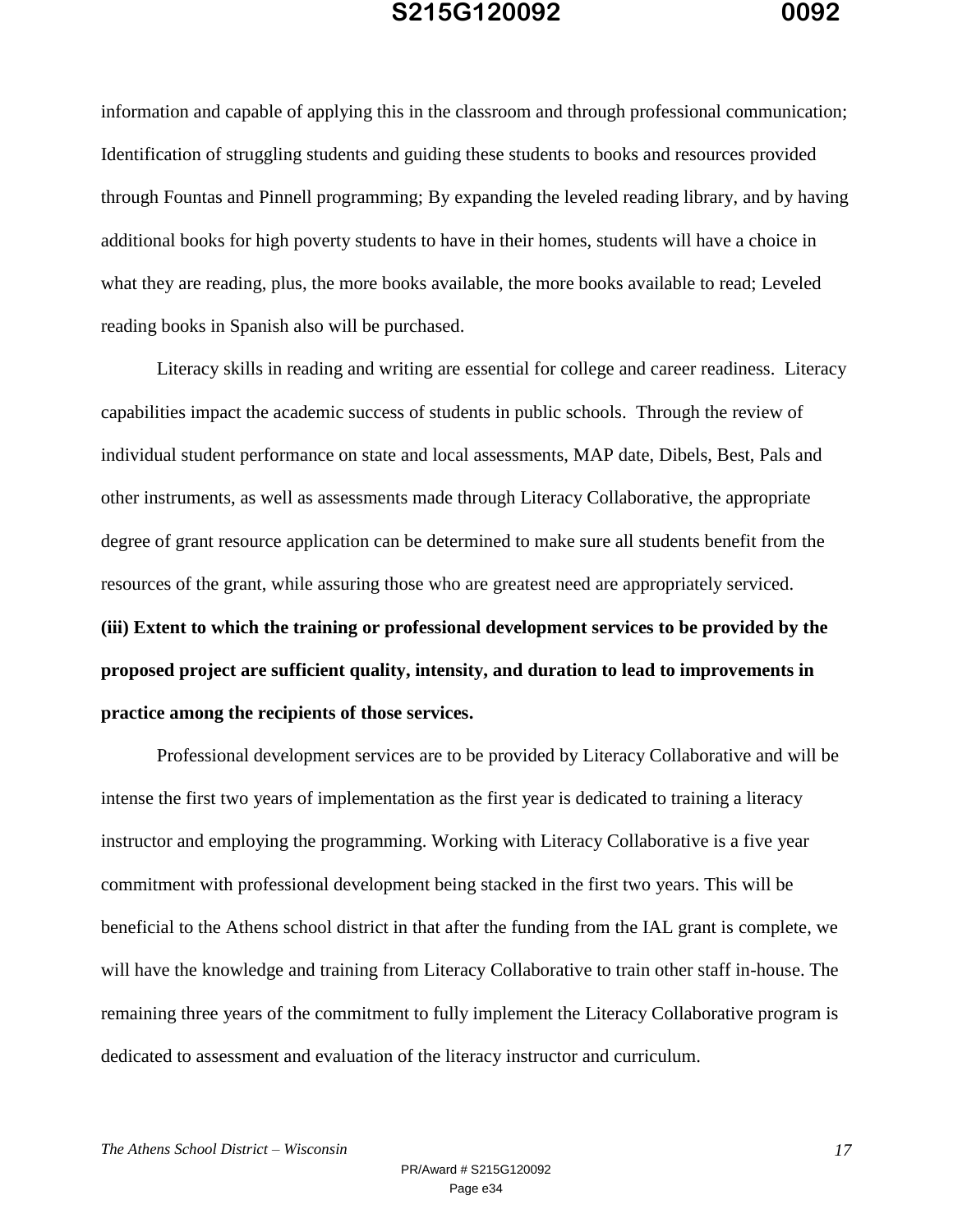information and capable of applying this in the classroom and through professional communication; Identification of struggling students and guiding these students to books and resources provided through Fountas and Pinnell programming; By expanding the leveled reading library, and by having additional books for high poverty students to have in their homes, students will have a choice in what they are reading, plus, the more books available, the more books available to read; Leveled reading books in Spanish also will be purchased.

Literacy skills in reading and writing are essential for college and career readiness. Literacy capabilities impact the academic success of students in public schools. Through the review of individual student performance on state and local assessments, MAP date, Dibels, Best, Pals and other instruments, as well as assessments made through Literacy Collaborative, the appropriate degree of grant resource application can be determined to make sure all students benefit from the resources of the grant, while assuring those who are greatest need are appropriately serviced.

**(iii) Extent to which the training or professional development services to be provided by the proposed project are sufficient quality, intensity, and duration to lead to improvements in practice among the recipients of those services.**

Professional development services are to be provided by Literacy Collaborative and will be intense the first two years of implementation as the first year is dedicated to training a literacy instructor and employing the programming. Working with Literacy Collaborative is a five year commitment with professional development being stacked in the first two years. This will be beneficial to the Athens school district in that after the funding from the IAL grant is complete, we will have the knowledge and training from Literacy Collaborative to train other staff in-house. The remaining three years of the commitment to fully implement the Literacy Collaborative program is dedicated to assessment and evaluation of the literacy instructor and curriculum.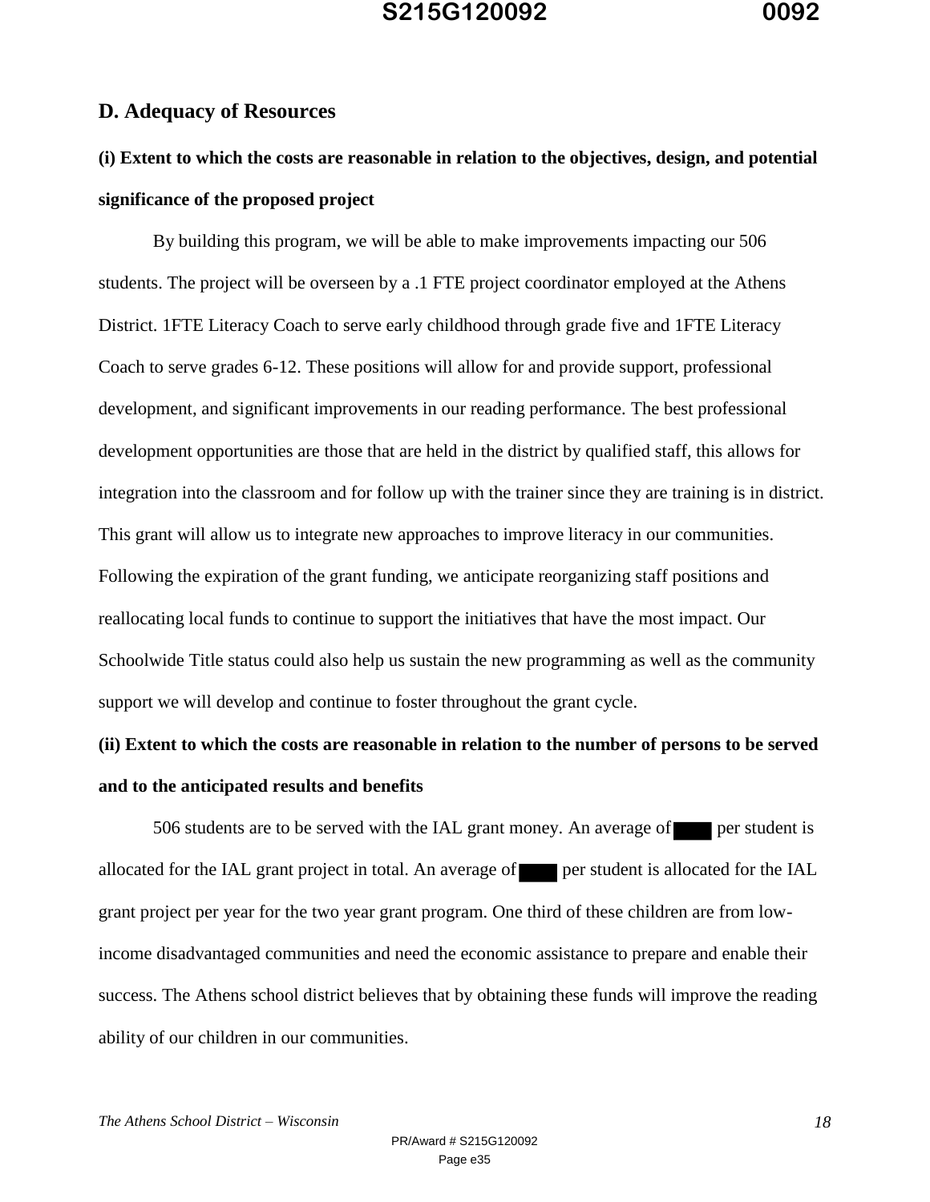## D. Adequacy of Resources

### (i) Extent to which the costs are reasonable in relation to the objectives, design, and potential significance of the proposed project

By building this program, we will be able to make improvements impacting our 506 students. The project will be overseen by a .1 FTE project coordinator employed at the Athens District. 1FTE Literacy Coach to serve early childhood through grade five and 1FTE Literacy Coach to serve grades 6-12. These positions will allow for and provide support, professional development, and significant improvements in our reading performance. The best professional development opportunities are those that are held in the district by qualified staff, this allows for integration into the classroom and for follow up with the trainer since they are training is in district. This grant will allow us to integrate new approaches to improve literacy in our communities. Following the expiration of the grant funding, we anticipate reorganizing staff positions and reallocating local funds to continue to support the initiatives that have the most impact. Our Schoolwide Title status could also help us sustain the new programming as well as the community support we will develop and continue to foster throughout the grant cycle.

### (ii) Extent to which the costs are reasonable in relation to the number of persons to be served and to the anticipated results and benefits

506 students are to be served with the IAL grant money. An average of ████ per student is allocated for the IAL grant project in total. An average of ████ per student is allocated for the IAL grant project per year for the two year grant program. One third of these children are from low-income disadvantaged communities and need the economic assistance to prepare and enable their success. The Athens school district believes that by obtaining these funds will improve the reading ability of our children in our communities.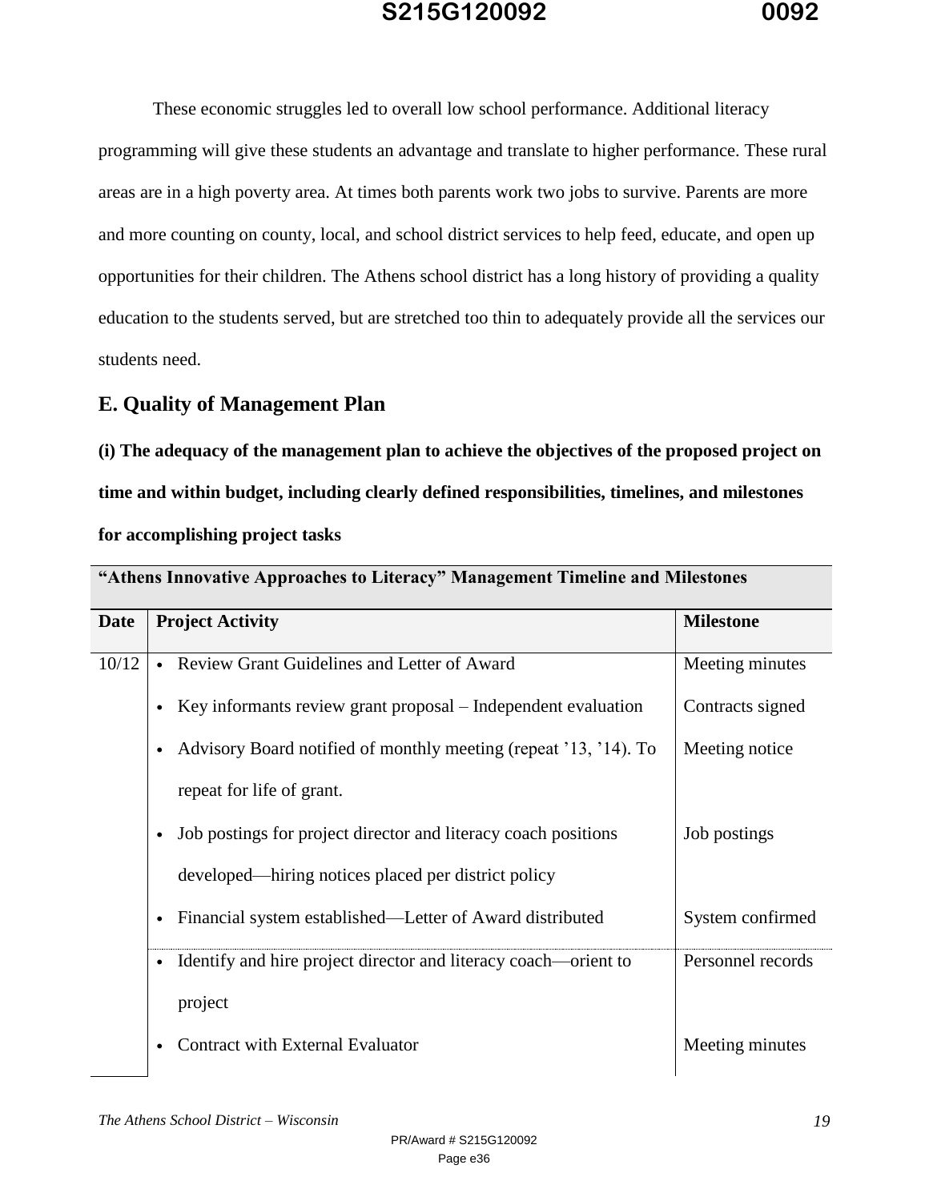These economic struggles led to overall low school performance. Additional literacy programming will give these students an advantage and translate to higher performance. These rural areas are in a high poverty area. At times both parents work two jobs to survive. Parents are more and more counting on county, local, and school district services to help feed, educate, and open up opportunities for their children. The Athens school district has a long history of providing a quality education to the students served, but are stretched too thin to adequately provide all the services our students need.

## E. Quality of Management Plan

**(i) The adequacy of the management plan to achieve the objectives of the proposed project on time and within budget, including clearly defined responsibilities, timelines, and milestones for accomplishing project tasks**

| **"Athens Innovative Approaches to Literacy" Management Timeline and Milestones** | | |
|---|---|---|
| **Date** | **Project Activity** | **Milestone** |
| 10/12 | • Review Grant Guidelines and Letter of Award | Meeting minutes |
| | • Key informants review grant proposal – Independent evaluation | Contracts signed |
| | • Advisory Board notified of monthly meeting (repeat '13, '14). To repeat for life of grant. | Meeting notice |
| | • Job postings for project director and literacy coach positions developed—hiring notices placed per district policy | Job postings |
| | • Financial system established—Letter of Award distributed | System confirmed |
| | • Identify and hire project director and literacy coach—orient to project | Personnel records |
| | • Contract with External Evaluator | Meeting minutes |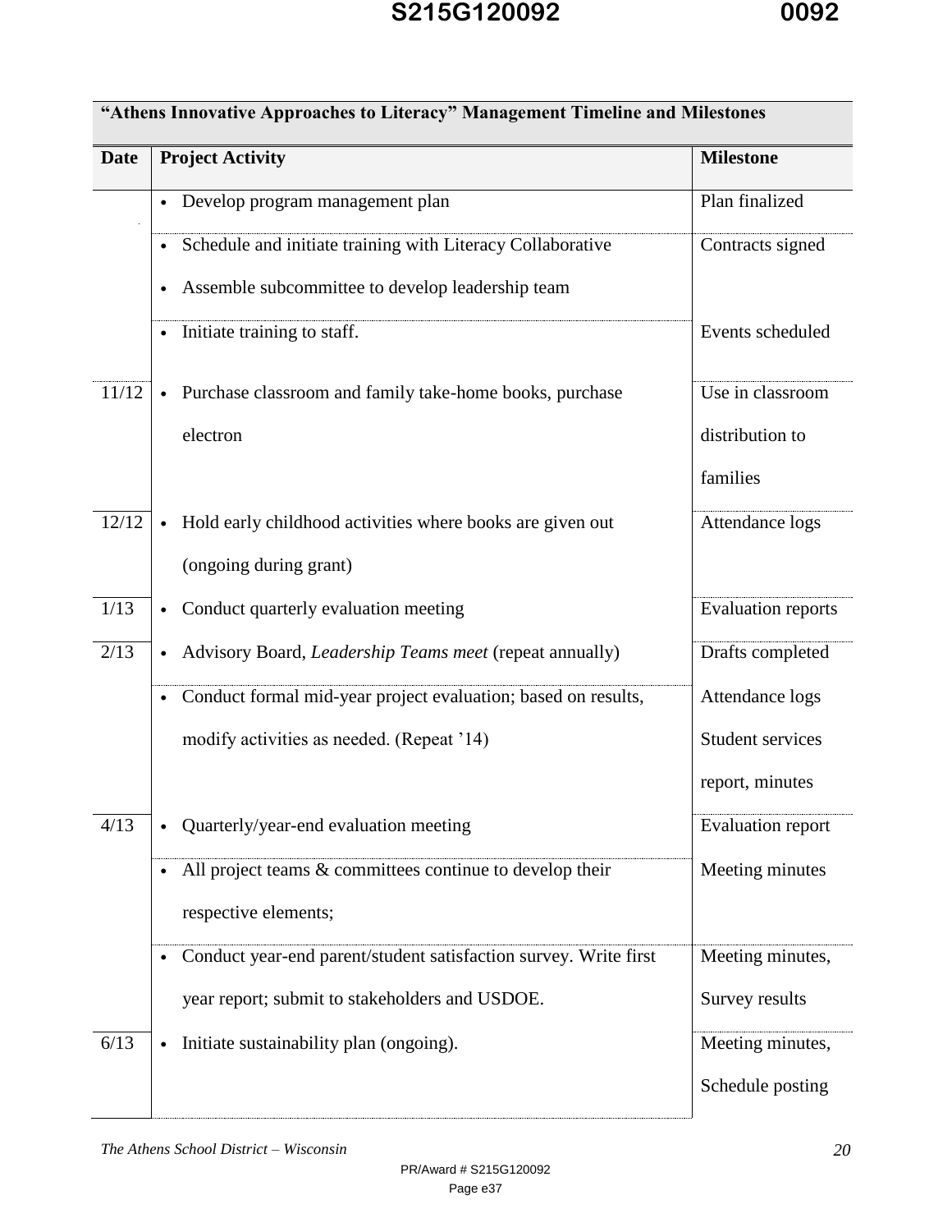| “Athens Innovative Approaches to Literacy” Management Timeline and Milestones | | |
|---|---|---|
| **Date** | **Project Activity** | **Milestone** |
| | • Develop program management plan | Plan finalized |
| | • Schedule and initiate training with Literacy Collaborative<br>• Assemble subcommittee to develop leadership team | Contracts signed |
| | • Initiate training to staff. | Events scheduled |
| 11/12 | • Purchase classroom and family take-home books, purchase electron | Use in classroom distribution to families |
| 12/12 | • Hold early childhood activities where books are given out (ongoing during grant) | Attendance logs |
| 1/13 | • Conduct quarterly evaluation meeting | Evaluation reports |
| 2/13 | • Advisory Board, *Leadership Teams meet* (repeat annually) | Drafts completed |
| | • Conduct formal mid-year project evaluation; based on results, modify activities as needed. (Repeat ’14) | Attendance logs Student services report, minutes |
| 4/13 | • Quarterly/year-end evaluation meeting | Evaluation report |
| | • All project teams & committees continue to develop their respective elements; | Meeting minutes |
| | • Conduct year-end parent/student satisfaction survey. Write first year report; submit to stakeholders and USDOE. | Meeting minutes, Survey results |
| 6/13 | • Initiate sustainability plan (ongoing). | Meeting minutes, Schedule posting |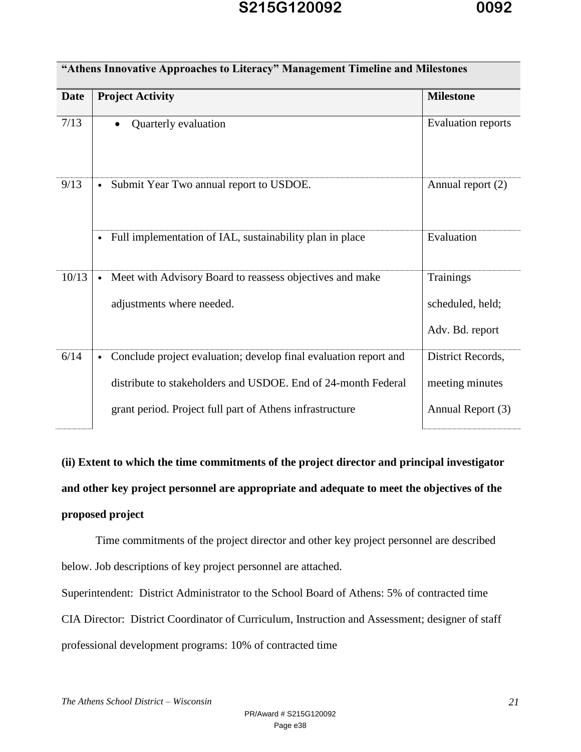| "Athens Innovative Approaches to Literacy" Management Timeline and Milestones | | |
|---|---|---|
| **Date** | **Project Activity** | **Milestone** |
| 7/13 | • Quarterly evaluation | Evaluation reports |
| 9/13 | • Submit Year Two annual report to USDOE. | Annual report (2) |
| | • Full implementation of IAL, sustainability plan in place | Evaluation |
| 10/13 | • Meet with Advisory Board to reassess objectives and make adjustments where needed. | Trainings scheduled, held; Adv. Bd. report |
| 6/14 | • Conclude project evaluation; develop final evaluation report and distribute to stakeholders and USDOE. End of 24-month Federal grant period. Project full part of Athens infrastructure | District Records, meeting minutes Annual Report (3) |

**(ii) Extent to which the time commitments of the project director and principal investigator and other key project personnel are appropriate and adequate to meet the objectives of the proposed project**

Time commitments of the project director and other key project personnel are described below. Job descriptions of key project personnel are attached.

Superintendent: District Administrator to the School Board of Athens: 5% of contracted time

CIA Director: District Coordinator of Curriculum, Instruction and Assessment; designer of staff professional development programs: 10% of contracted time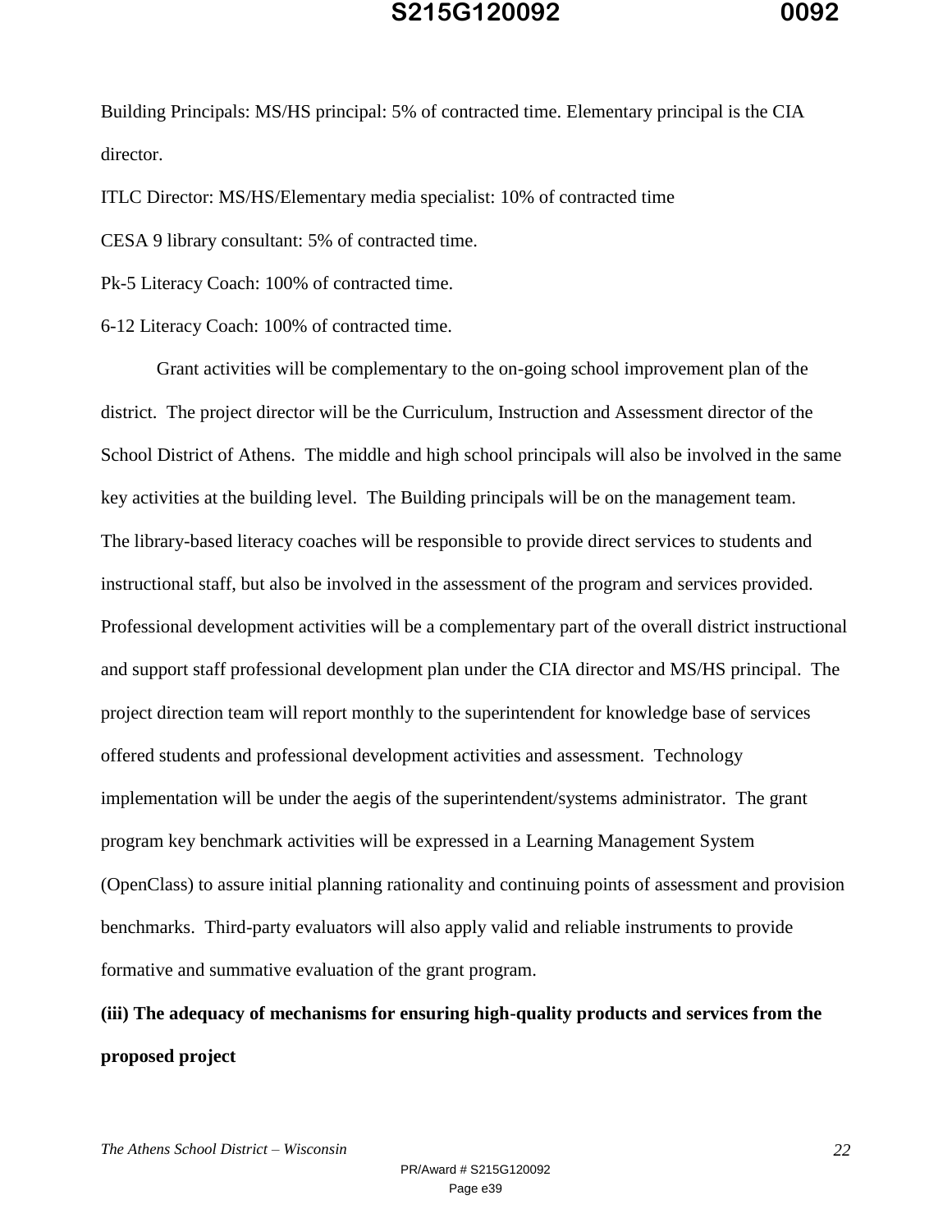Building Principals: MS/HS principal: 5% of contracted time. Elementary principal is the CIA director.

ITLC Director: MS/HS/Elementary media specialist: 10% of contracted time

CESA 9 library consultant: 5% of contracted time.

Pk-5 Literacy Coach: 100% of contracted time.

6-12 Literacy Coach: 100% of contracted time.

Grant activities will be complementary to the on-going school improvement plan of the district. The project director will be the Curriculum, Instruction and Assessment director of the School District of Athens. The middle and high school principals will also be involved in the same key activities at the building level. The Building principals will be on the management team. The library-based literacy coaches will be responsible to provide direct services to students and instructional staff, but also be involved in the assessment of the program and services provided. Professional development activities will be a complementary part of the overall district instructional and support staff professional development plan under the CIA director and MS/HS principal. The project direction team will report monthly to the superintendent for knowledge base of services offered students and professional development activities and assessment. Technology implementation will be under the aegis of the superintendent/systems administrator. The grant program key benchmark activities will be expressed in a Learning Management System (OpenClass) to assure initial planning rationality and continuing points of assessment and provision benchmarks. Third-party evaluators will also apply valid and reliable instruments to provide formative and summative evaluation of the grant program.

**(iii) The adequacy of mechanisms for ensuring high-quality products and services from the proposed project**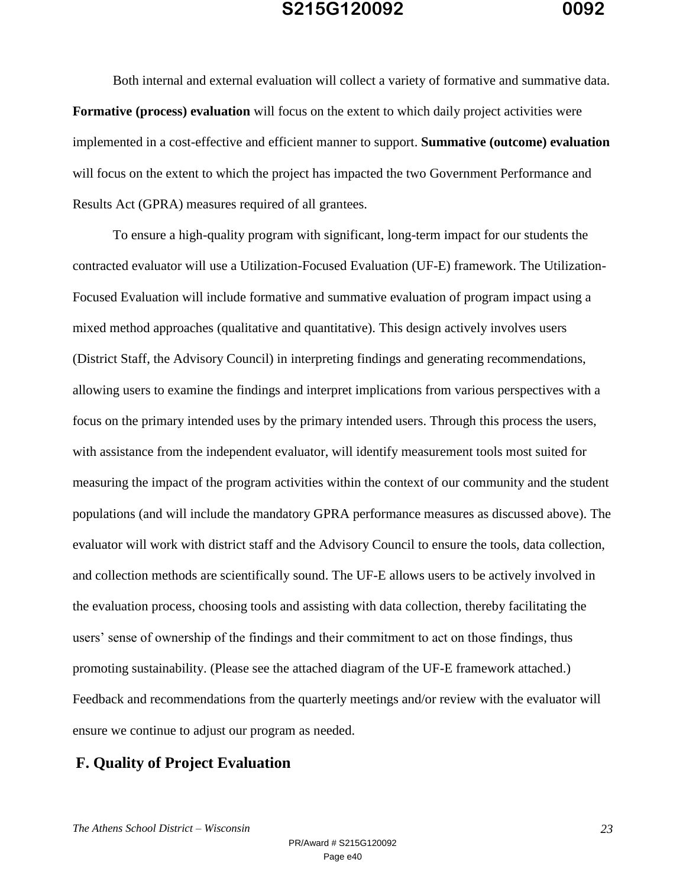Both internal and external evaluation will collect a variety of formative and summative data. **Formative (process) evaluation** will focus on the extent to which daily project activities were implemented in a cost-effective and efficient manner to support. **Summative (outcome) evaluation** will focus on the extent to which the project has impacted the two Government Performance and Results Act (GPRA) measures required of all grantees.

To ensure a high-quality program with significant, long-term impact for our students the contracted evaluator will use a Utilization-Focused Evaluation (UF-E) framework. The Utilization-Focused Evaluation will include formative and summative evaluation of program impact using a mixed method approaches (qualitative and quantitative). This design actively involves users (District Staff, the Advisory Council) in interpreting findings and generating recommendations, allowing users to examine the findings and interpret implications from various perspectives with a focus on the primary intended uses by the primary intended users. Through this process the users, with assistance from the independent evaluator, will identify measurement tools most suited for measuring the impact of the program activities within the context of our community and the student populations (and will include the mandatory GPRA performance measures as discussed above). The evaluator will work with district staff and the Advisory Council to ensure the tools, data collection, and collection methods are scientifically sound. The UF-E allows users to be actively involved in the evaluation process, choosing tools and assisting with data collection, thereby facilitating the users' sense of ownership of the findings and their commitment to act on those findings, thus promoting sustainability. (Please see the attached diagram of the UF-E framework attached.) Feedback and recommendations from the quarterly meetings and/or review with the evaluator will ensure we continue to adjust our program as needed.

## F. Quality of Project Evaluation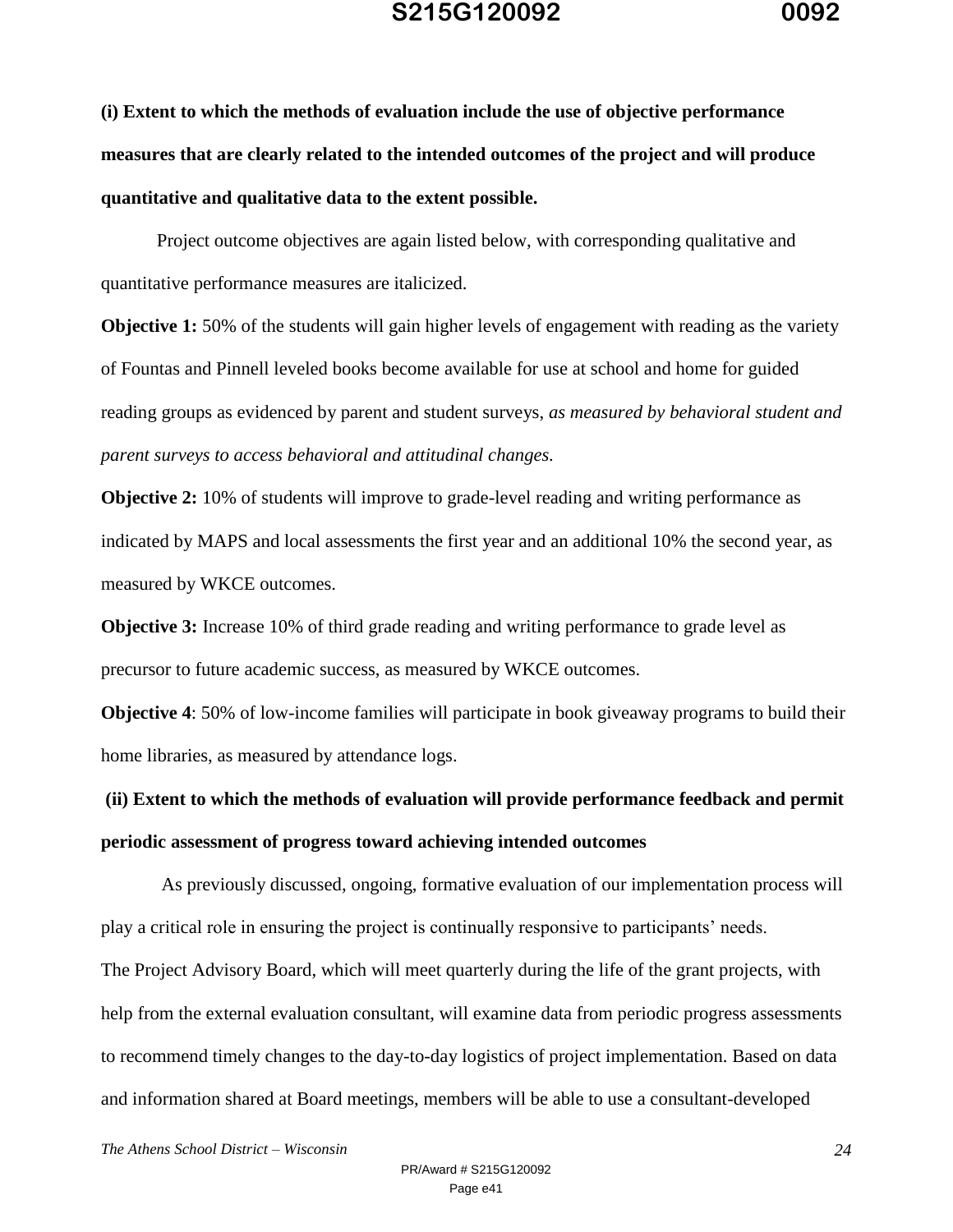**(i) Extent to which the methods of evaluation include the use of objective performance measures that are clearly related to the intended outcomes of the project and will produce quantitative and qualitative data to the extent possible.**

Project outcome objectives are again listed below, with corresponding qualitative and quantitative performance measures are italicized.

**Objective 1:** 50% of the students will gain higher levels of engagement with reading as the variety of Fountas and Pinnell leveled books become available for use at school and home for guided reading groups as evidenced by parent and student surveys, *as measured by behavioral student and parent surveys to access behavioral and attitudinal changes.*

**Objective 2:** 10% of students will improve to grade-level reading and writing performance as indicated by MAPS and local assessments the first year and an additional 10% the second year, as measured by WKCE outcomes.

**Objective 3:** Increase 10% of third grade reading and writing performance to grade level as precursor to future academic success, as measured by WKCE outcomes.

**Objective 4**: 50% of low-income families will participate in book giveaway programs to build their home libraries, as measured by attendance logs.

**(ii) Extent to which the methods of evaluation will provide performance feedback and permit periodic assessment of progress toward achieving intended outcomes**

As previously discussed, ongoing, formative evaluation of our implementation process will play a critical role in ensuring the project is continually responsive to participants' needs.

The Project Advisory Board, which will meet quarterly during the life of the grant projects, with help from the external evaluation consultant, will examine data from periodic progress assessments to recommend timely changes to the day-to-day logistics of project implementation. Based on data and information shared at Board meetings, members will be able to use a consultant-developed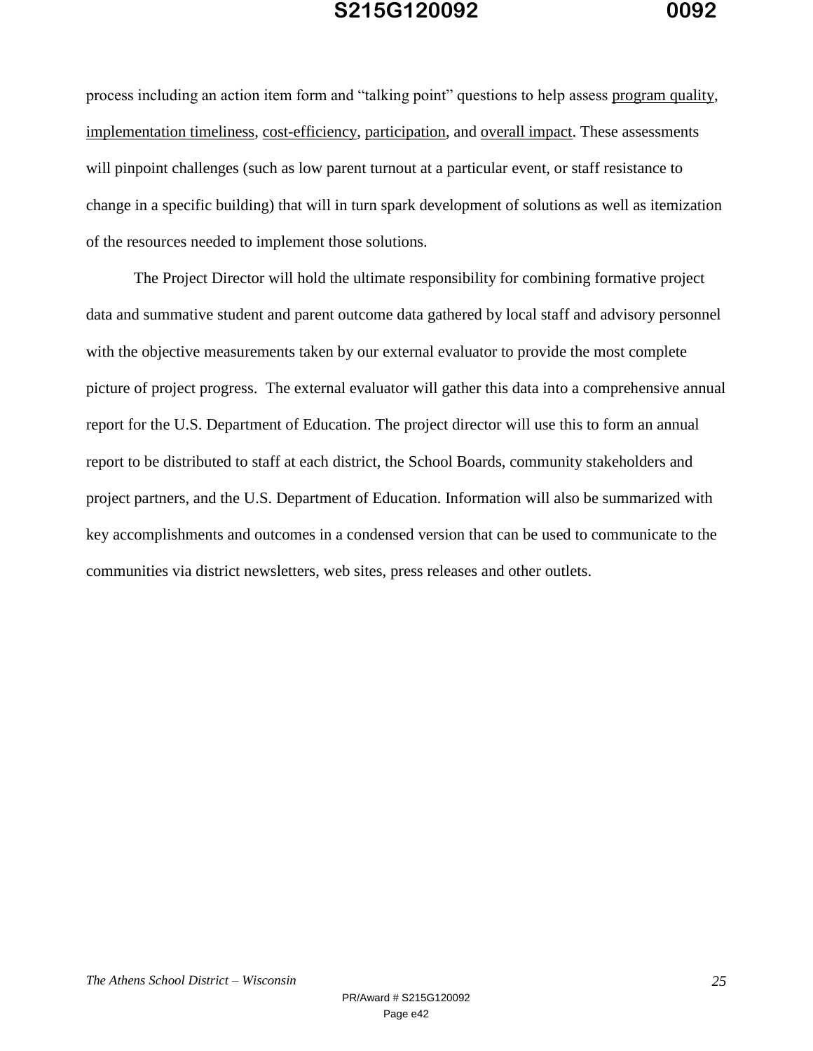process including an action item form and “talking point” questions to help assess program quality, implementation timeliness, cost-efficiency, participation, and overall impact. These assessments will pinpoint challenges (such as low parent turnout at a particular event, or staff resistance to change in a specific building) that will in turn spark development of solutions as well as itemization of the resources needed to implement those solutions.

The Project Director will hold the ultimate responsibility for combining formative project data and summative student and parent outcome data gathered by local staff and advisory personnel with the objective measurements taken by our external evaluator to provide the most complete picture of project progress. The external evaluator will gather this data into a comprehensive annual report for the U.S. Department of Education. The project director will use this to form an annual report to be distributed to staff at each district, the School Boards, community stakeholders and project partners, and the U.S. Department of Education. Information will also be summarized with key accomplishments and outcomes in a condensed version that can be used to communicate to the communities via district newsletters, web sites, press releases and other outlets.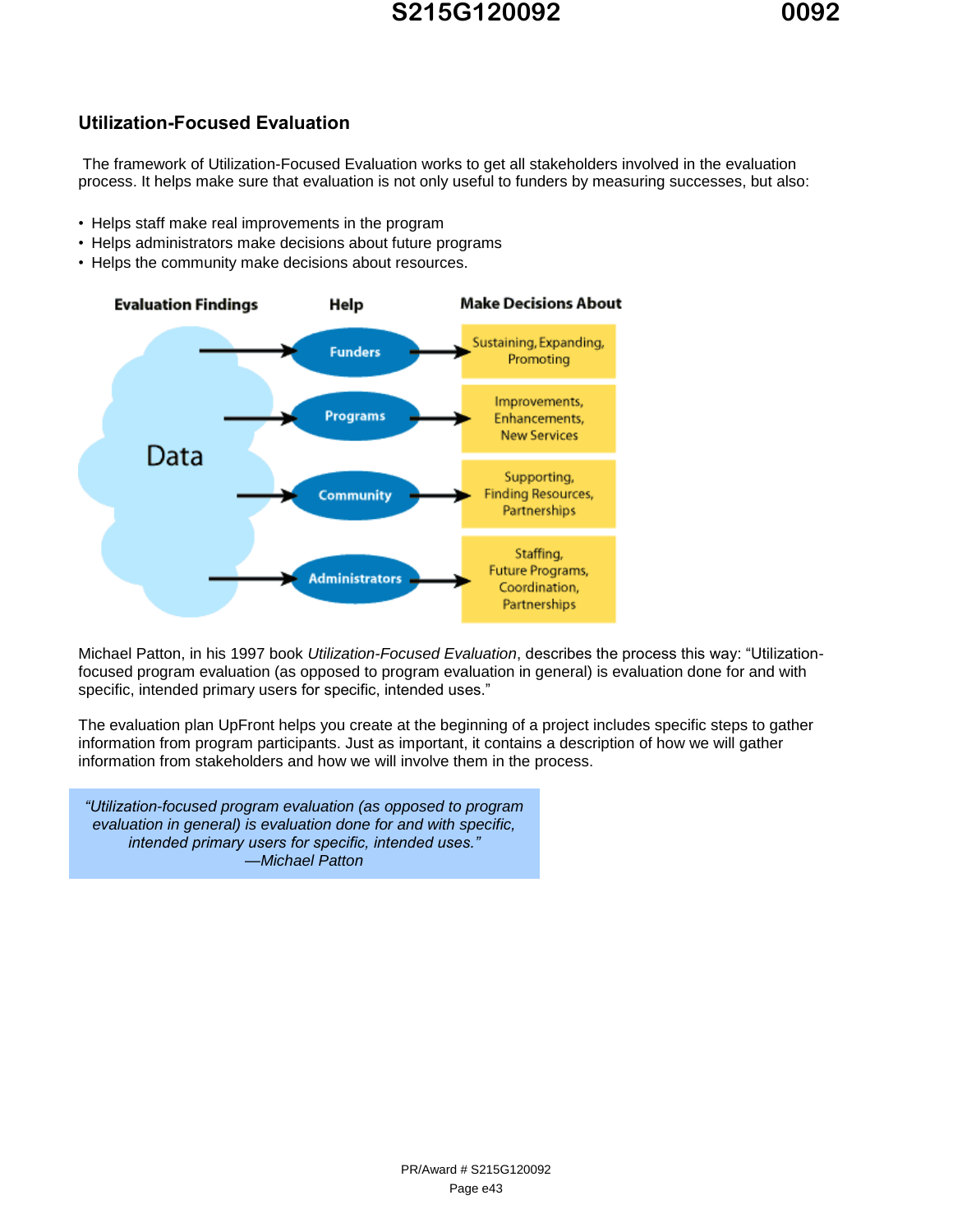## Utilization-Focused Evaluation

The framework of Utilization-Focused Evaluation works to get all stakeholders involved in the evaluation process. It helps make sure that evaluation is not only useful to funders by measuring successes, but also:

- Helps staff make real improvements in the program
- Helps administrators make decisions about future programs
- Helps the community make decisions about resources.

| Evaluation Findings | Help | Make Decisions About |
|---|---|---|
| Data | Funders | Sustaining, Expanding, Promoting |
| | Programs | Improvements, Enhancements, New Services |
| | Community | Supporting, Finding Resources, Partnerships |
| | Administrators | Staffing, Future Programs, Coordination, Partnerships |

Michael Patton, in his 1997 book *Utilization-Focused Evaluation*, describes the process this way: "Utilization-focused program evaluation (as opposed to program evaluation in general) is evaluation done for and with specific, intended primary users for specific, intended uses."

The evaluation plan UpFront helps you create at the beginning of a project includes specific steps to gather information from program participants. Just as important, it contains a description of how we will gather information from stakeholders and how we will involve them in the process.

> *"Utilization-focused program evaluation (as opposed to program evaluation in general) is evaluation done for and with specific, intended primary users for specific, intended uses."*
> *—Michael Patton*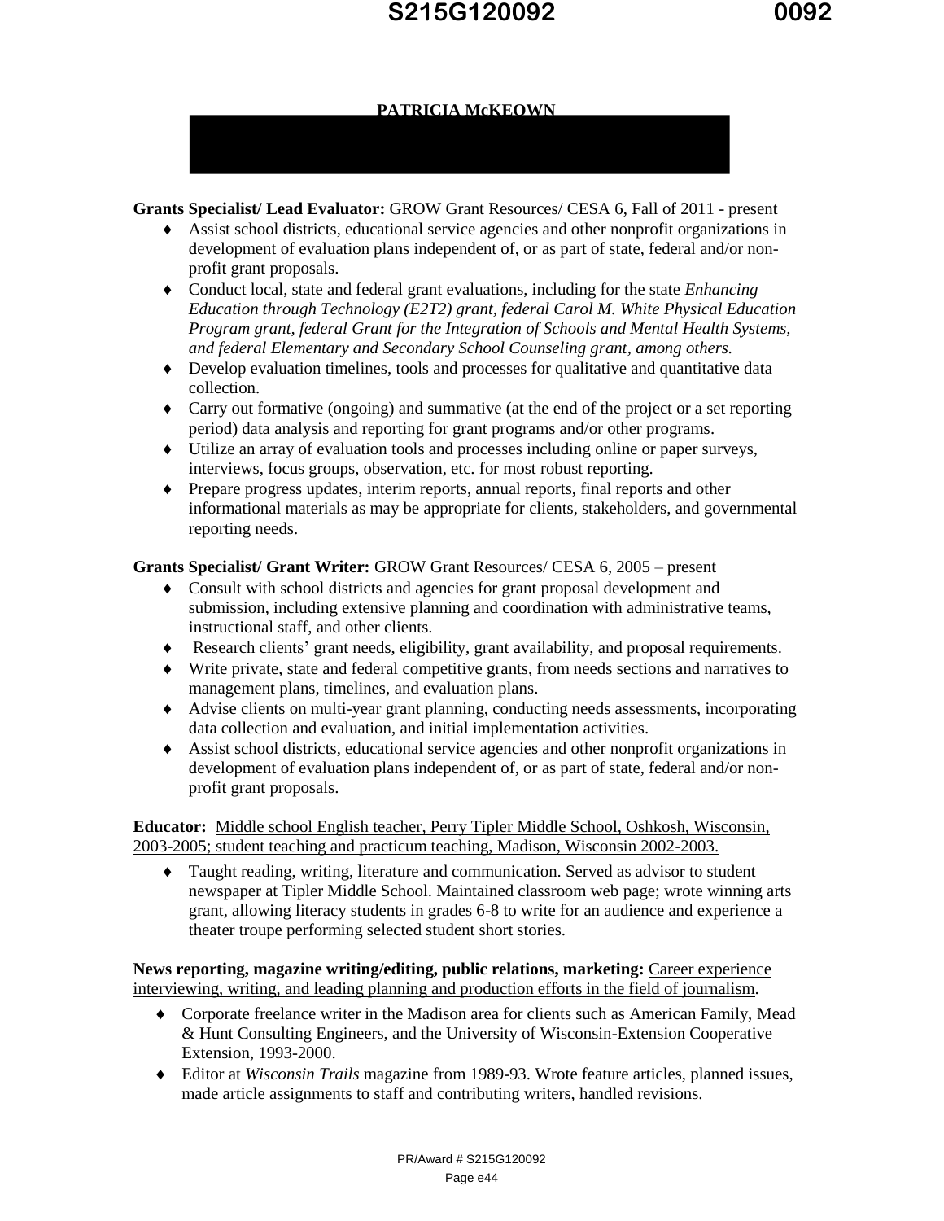**PATRICIA McKEOWN**

**Grants Specialist/ Lead Evaluator:** GROW Grant Resources/ CESA 6, Fall of 2011 - present

- Assist school districts, educational service agencies and other nonprofit organizations in development of evaluation plans independent of, or as part of state, federal and/or non-profit grant proposals.
- Conduct local, state and federal grant evaluations, including for the state *Enhancing Education through Technology (E2T2) grant, federal Carol M. White Physical Education Program grant, federal Grant for the Integration of Schools and Mental Health Systems, and federal Elementary and Secondary School Counseling grant, among others.*
- Develop evaluation timelines, tools and processes for qualitative and quantitative data collection.
- Carry out formative (ongoing) and summative (at the end of the project or a set reporting period) data analysis and reporting for grant programs and/or other programs.
- Utilize an array of evaluation tools and processes including online or paper surveys, interviews, focus groups, observation, etc. for most robust reporting.
- Prepare progress updates, interim reports, annual reports, final reports and other informational materials as may be appropriate for clients, stakeholders, and governmental reporting needs.

**Grants Specialist/ Grant Writer:** GROW Grant Resources/ CESA 6, 2005 – present

- Consult with school districts and agencies for grant proposal development and submission, including extensive planning and coordination with administrative teams, instructional staff, and other clients.
- Research clients' grant needs, eligibility, grant availability, and proposal requirements.
- Write private, state and federal competitive grants, from needs sections and narratives to management plans, timelines, and evaluation plans.
- Advise clients on multi-year grant planning, conducting needs assessments, incorporating data collection and evaluation, and initial implementation activities.
- Assist school districts, educational service agencies and other nonprofit organizations in development of evaluation plans independent of, or as part of state, federal and/or non-profit grant proposals.

**Educator:** Middle school English teacher, Perry Tipler Middle School, Oshkosh, Wisconsin, 2003-2005; student teaching and practicum teaching, Madison, Wisconsin 2002-2003.

- Taught reading, writing, literature and communication. Served as advisor to student newspaper at Tipler Middle School. Maintained classroom web page; wrote winning arts grant, allowing literacy students in grades 6-8 to write for an audience and experience a theater troupe performing selected student short stories.

**News reporting, magazine writing/editing, public relations, marketing:** Career experience interviewing, writing, and leading planning and production efforts in the field of journalism.

- Corporate freelance writer in the Madison area for clients such as American Family, Mead & Hunt Consulting Engineers, and the University of Wisconsin-Extension Cooperative Extension, 1993-2000.
- Editor at *Wisconsin Trails* magazine from 1989-93. Wrote feature articles, planned issues, made article assignments to staff and contributing writers, handled revisions.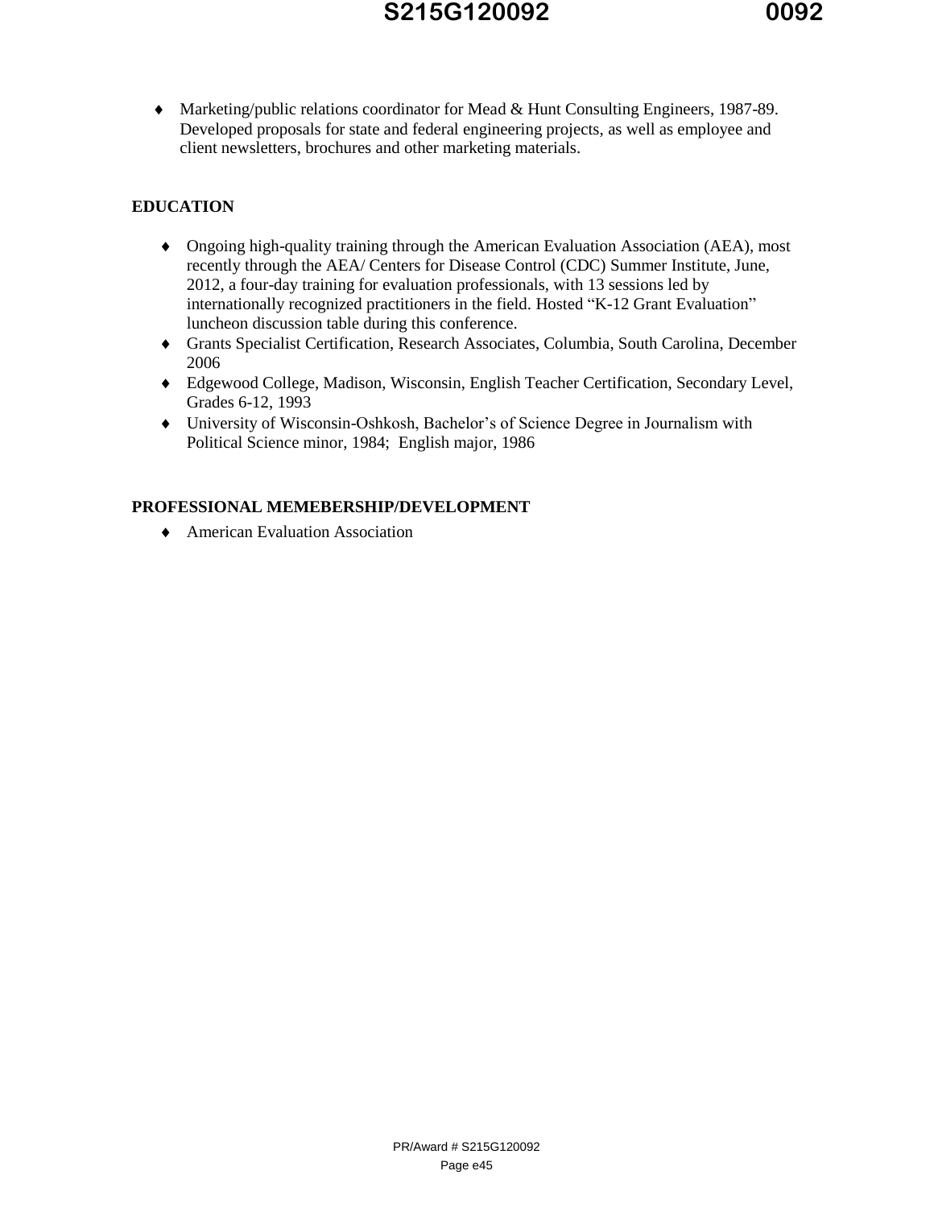- Marketing/public relations coordinator for Mead & Hunt Consulting Engineers, 1987-89. Developed proposals for state and federal engineering projects, as well as employee and client newsletters, brochures and other marketing materials.

**EDUCATION**

- Ongoing high-quality training through the American Evaluation Association (AEA), most recently through the AEA/ Centers for Disease Control (CDC) Summer Institute, June, 2012, a four-day training for evaluation professionals, with 13 sessions led by internationally recognized practitioners in the field. Hosted "K-12 Grant Evaluation" luncheon discussion table during this conference.
- Grants Specialist Certification, Research Associates, Columbia, South Carolina, December 2006
- Edgewood College, Madison, Wisconsin, English Teacher Certification, Secondary Level, Grades 6-12, 1993
- University of Wisconsin-Oshkosh, Bachelor's of Science Degree in Journalism with Political Science minor, 1984; English major, 1986

**PROFESSIONAL MEMEBERSHIP/DEVELOPMENT**

- American Evaluation Association